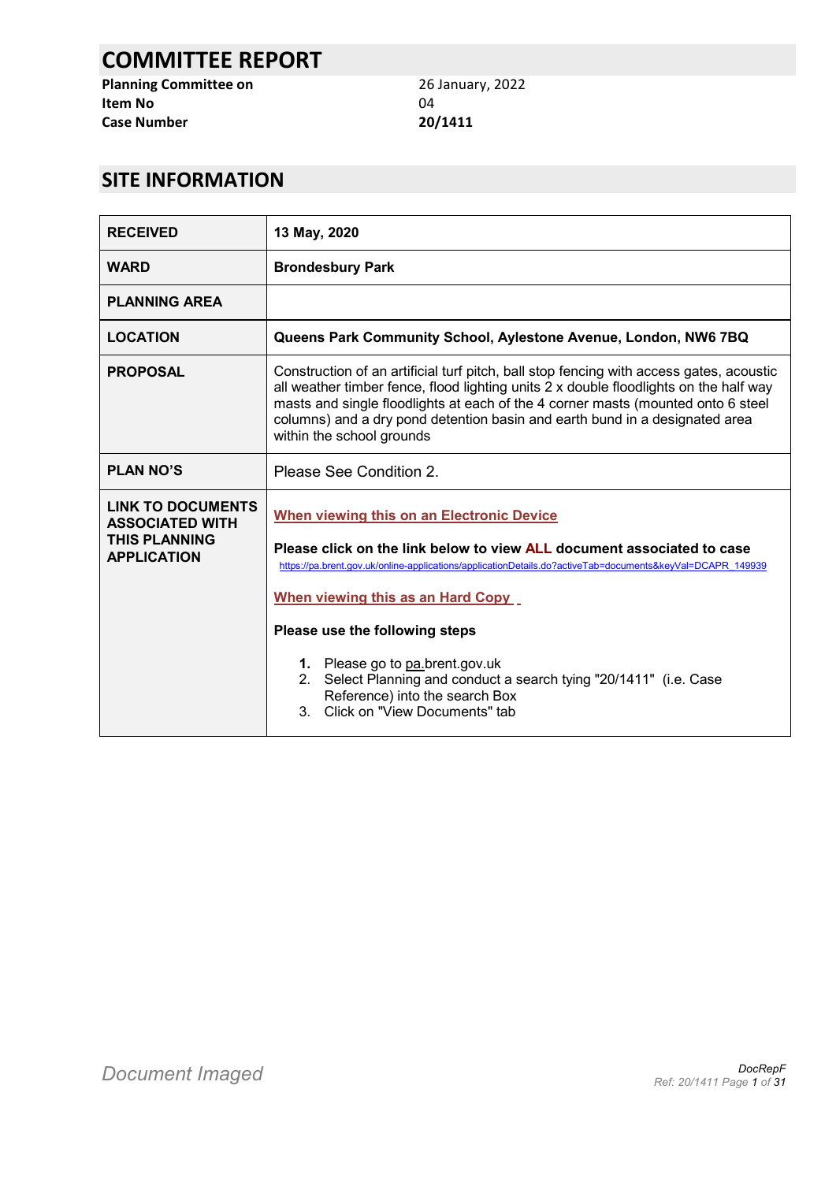# COMMITTEE REPORT

| | |
|---|---|
| **Planning Committee on** | 26 January, 2022 |
| **Item No** | 04 |
| **Case Number** | **20/1411** |

## SITE INFORMATION

| | |
|---|---|
| **RECEIVED** | **13 May, 2020** |
| **WARD** | **Brondesbury Park** |
| **PLANNING AREA** | |
| **LOCATION** | **Queens Park Community School, Aylestone Avenue, London, NW6 7BQ** |
| **PROPOSAL** | Construction of an artificial turf pitch, ball stop fencing with access gates, acoustic all weather timber fence, flood lighting units 2 x double floodlights on the half way masts and single floodlights at each of the 4 corner masts (mounted onto 6 steel columns) and a dry pond detention basin and earth bund in a designated area within the school grounds |
| **PLAN NO'S** | Please See Condition 2. |
| **LINK TO DOCUMENTS ASSOCIATED WITH THIS PLANNING APPLICATION** | **When viewing this on an Electronic Device**<br><br>**Please click on the link below to view ALL document associated to case**<br>https://pa.brent.gov.uk/online-applications/applicationDetails.do?activeTab=documents&keyVal=DCAPR_149939<br><br>**When viewing this as an Hard Copy**<br><br>**Please use the following steps**<br><br>1. Please go to pa.brent.gov.uk<br>2. Select Planning and conduct a search tying "20/1411" (i.e. Case Reference) into the search Box<br>3. Click on "View Documents" tab |

*Document Imaged*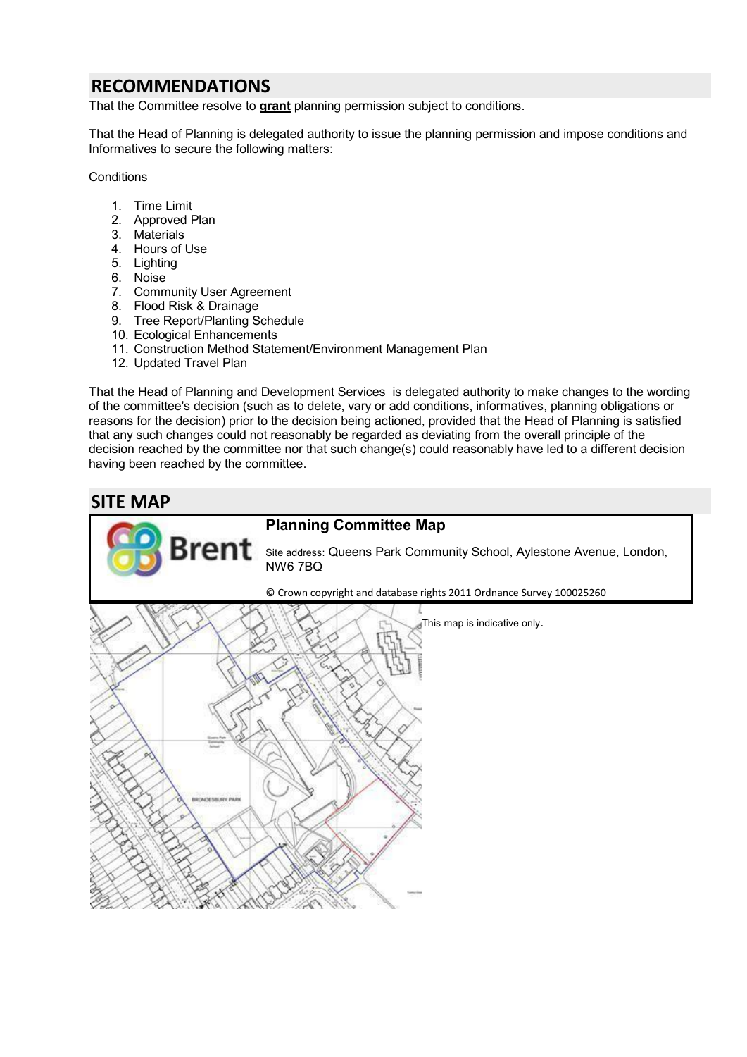## RECOMMENDATIONS

That the Committee resolve to **grant** planning permission subject to conditions.

That the Head of Planning is delegated authority to issue the planning permission and impose conditions and Informatives to secure the following matters:

Conditions

1. Time Limit
2. Approved Plan
3. Materials
4. Hours of Use
5. Lighting
6. Noise
7. Community User Agreement
8. Flood Risk & Drainage
9. Tree Report/Planting Schedule
10. Ecological Enhancements
11. Construction Method Statement/Environment Management Plan
12. Updated Travel Plan

That the Head of Planning and Development Services is delegated authority to make changes to the wording of the committee's decision (such as to delete, vary or add conditions, informatives, planning obligations or reasons for the decision) prior to the decision being actioned, provided that the Head of Planning is satisfied that any such changes could not reasonably be regarded as deviating from the overall principle of the decision reached by the committee nor that such change(s) could reasonably have led to a different decision having been reached by the committee.

## SITE MAP

**Planning Committee Map**

Site address: Queens Park Community School, Aylestone Avenue, London, NW6 7BQ

© Crown copyright and database rights 2011 Ordnance Survey 100025260

This map is indicative only.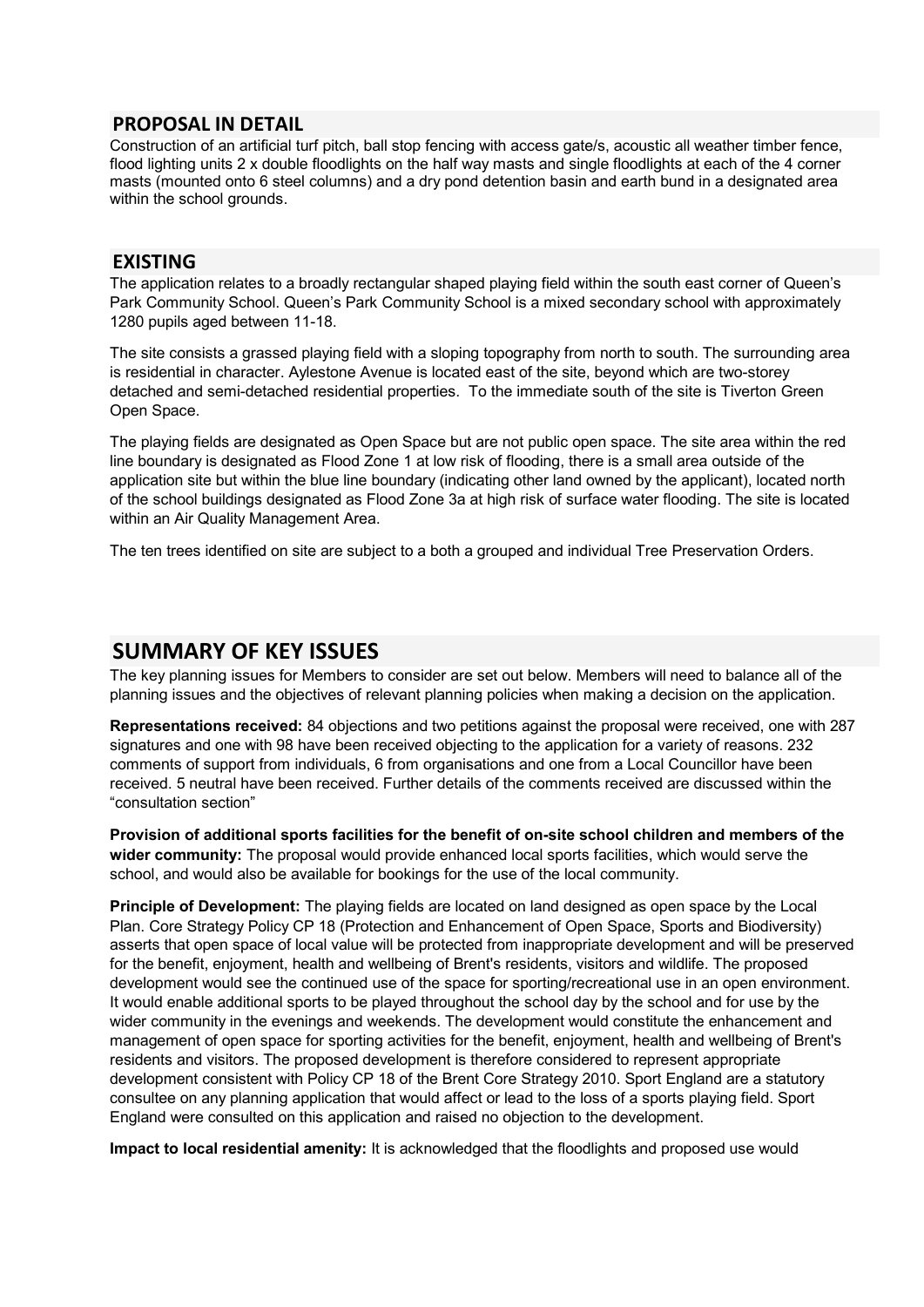## PROPOSAL IN DETAIL

Construction of an artificial turf pitch, ball stop fencing with access gate/s, acoustic all weather timber fence, flood lighting units 2 x double floodlights on the half way masts and single floodlights at each of the 4 corner masts (mounted onto 6 steel columns) and a dry pond detention basin and earth bund in a designated area within the school grounds.

## EXISTING

The application relates to a broadly rectangular shaped playing field within the south east corner of Queen's Park Community School. Queen's Park Community School is a mixed secondary school with approximately 1280 pupils aged between 11-18.

The site consists a grassed playing field with a sloping topography from north to south. The surrounding area is residential in character. Aylestone Avenue is located east of the site, beyond which are two-storey detached and semi-detached residential properties. To the immediate south of the site is Tiverton Green Open Space.

The playing fields are designated as Open Space but are not public open space. The site area within the red line boundary is designated as Flood Zone 1 at low risk of flooding, there is a small area outside of the application site but within the blue line boundary (indicating other land owned by the applicant), located north of the school buildings designated as Flood Zone 3a at high risk of surface water flooding. The site is located within an Air Quality Management Area.

The ten trees identified on site are subject to a both a grouped and individual Tree Preservation Orders.

## SUMMARY OF KEY ISSUES

The key planning issues for Members to consider are set out below. Members will need to balance all of the planning issues and the objectives of relevant planning policies when making a decision on the application.

**Representations received:** 84 objections and two petitions against the proposal were received, one with 287 signatures and one with 98 have been received objecting to the application for a variety of reasons. 232 comments of support from individuals, 6 from organisations and one from a Local Councillor have been received. 5 neutral have been received. Further details of the comments received are discussed within the "consultation section"

**Provision of additional sports facilities for the benefit of on-site school children and members of the wider community:** The proposal would provide enhanced local sports facilities, which would serve the school, and would also be available for bookings for the use of the local community.

**Principle of Development:** The playing fields are located on land designed as open space by the Local Plan. Core Strategy Policy CP 18 (Protection and Enhancement of Open Space, Sports and Biodiversity) asserts that open space of local value will be protected from inappropriate development and will be preserved for the benefit, enjoyment, health and wellbeing of Brent's residents, visitors and wildlife. The proposed development would see the continued use of the space for sporting/recreational use in an open environment. It would enable additional sports to be played throughout the school day by the school and for use by the wider community in the evenings and weekends. The development would constitute the enhancement and management of open space for sporting activities for the benefit, enjoyment, health and wellbeing of Brent's residents and visitors. The proposed development is therefore considered to represent appropriate development consistent with Policy CP 18 of the Brent Core Strategy 2010. Sport England are a statutory consultee on any planning application that would affect or lead to the loss of a sports playing field. Sport England were consulted on this application and raised no objection to the development.

**Impact to local residential amenity:** It is acknowledged that the floodlights and proposed use would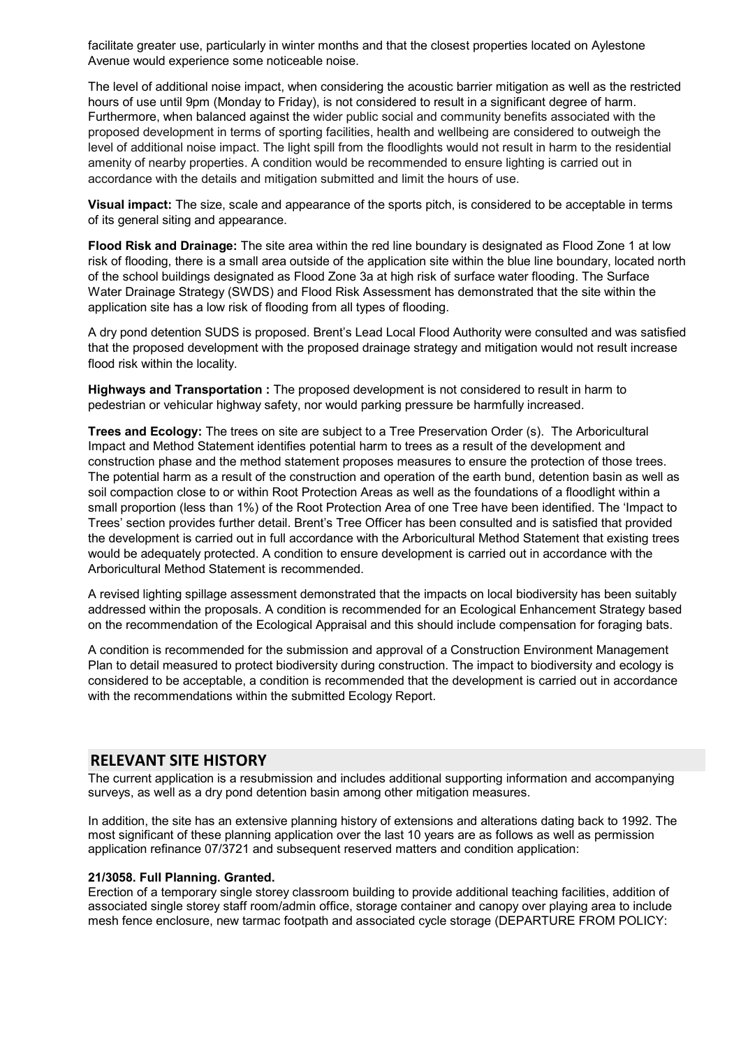facilitate greater use, particularly in winter months and that the closest properties located on Aylestone Avenue would experience some noticeable noise.

The level of additional noise impact, when considering the acoustic barrier mitigation as well as the restricted hours of use until 9pm (Monday to Friday), is not considered to result in a significant degree of harm. Furthermore, when balanced against the wider public social and community benefits associated with the proposed development in terms of sporting facilities, health and wellbeing are considered to outweigh the level of additional noise impact. The light spill from the floodlights would not result in harm to the residential amenity of nearby properties. A condition would be recommended to ensure lighting is carried out in accordance with the details and mitigation submitted and limit the hours of use.

**Visual impact:** The size, scale and appearance of the sports pitch, is considered to be acceptable in terms of its general siting and appearance.

**Flood Risk and Drainage:** The site area within the red line boundary is designated as Flood Zone 1 at low risk of flooding, there is a small area outside of the application site within the blue line boundary, located north of the school buildings designated as Flood Zone 3a at high risk of surface water flooding. The Surface Water Drainage Strategy (SWDS) and Flood Risk Assessment has demonstrated that the site within the application site has a low risk of flooding from all types of flooding.

A dry pond detention SUDS is proposed. Brent's Lead Local Flood Authority were consulted and was satisfied that the proposed development with the proposed drainage strategy and mitigation would not result increase flood risk within the locality.

**Highways and Transportation :** The proposed development is not considered to result in harm to pedestrian or vehicular highway safety, nor would parking pressure be harmfully increased.

**Trees and Ecology:** The trees on site are subject to a Tree Preservation Order (s). The Arboricultural Impact and Method Statement identifies potential harm to trees as a result of the development and construction phase and the method statement proposes measures to ensure the protection of those trees. The potential harm as a result of the construction and operation of the earth bund, detention basin as well as soil compaction close to or within Root Protection Areas as well as the foundations of a floodlight within a small proportion (less than 1%) of the Root Protection Area of one Tree have been identified. The 'Impact to Trees' section provides further detail. Brent's Tree Officer has been consulted and is satisfied that provided the development is carried out in full accordance with the Arboricultural Method Statement that existing trees would be adequately protected. A condition to ensure development is carried out in accordance with the Arboricultural Method Statement is recommended.

A revised lighting spillage assessment demonstrated that the impacts on local biodiversity has been suitably addressed within the proposals. A condition is recommended for an Ecological Enhancement Strategy based on the recommendation of the Ecological Appraisal and this should include compensation for foraging bats.

A condition is recommended for the submission and approval of a Construction Environment Management Plan to detail measured to protect biodiversity during construction. The impact to biodiversity and ecology is considered to be acceptable, a condition is recommended that the development is carried out in accordance with the recommendations within the submitted Ecology Report.

## RELEVANT SITE HISTORY

The current application is a resubmission and includes additional supporting information and accompanying surveys, as well as a dry pond detention basin among other mitigation measures.

In addition, the site has an extensive planning history of extensions and alterations dating back to 1992. The most significant of these planning application over the last 10 years are as follows as well as permission application refinance 07/3721 and subsequent reserved matters and condition application:

**21/3058. Full Planning. Granted.**
Erection of a temporary single storey classroom building to provide additional teaching facilities, addition of associated single storey staff room/admin office, storage container and canopy over playing area to include mesh fence enclosure, new tarmac footpath and associated cycle storage (DEPARTURE FROM POLICY: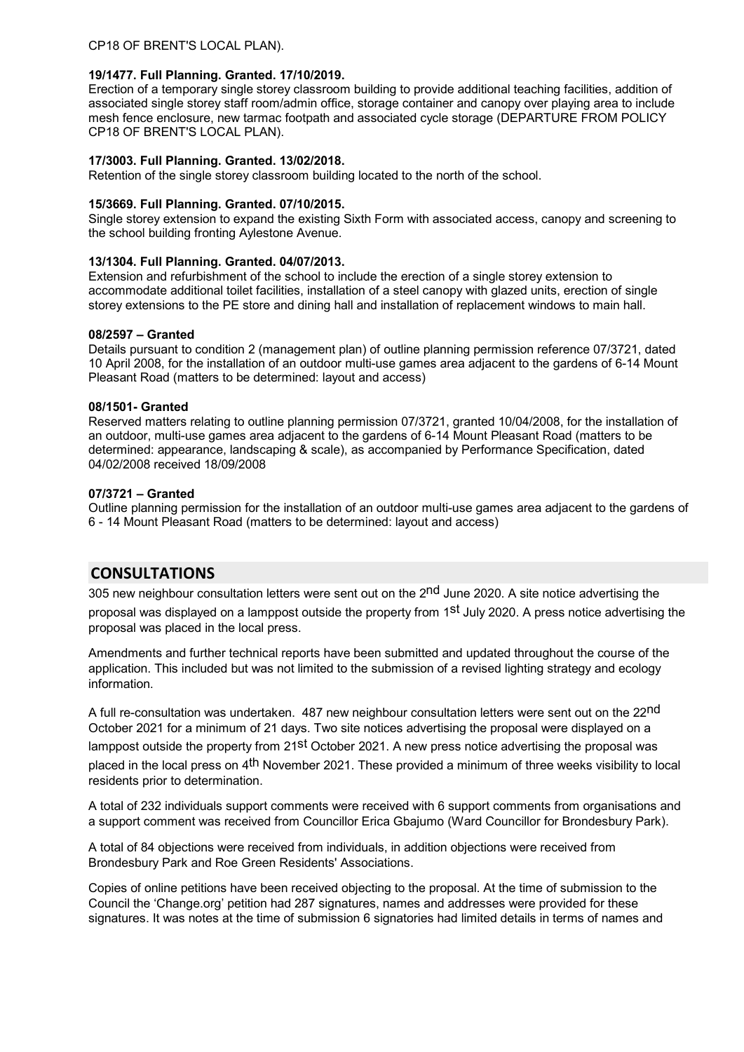CP18 OF BRENT'S LOCAL PLAN).

**19/1477. Full Planning. Granted. 17/10/2019.**
Erection of a temporary single storey classroom building to provide additional teaching facilities, addition of associated single storey staff room/admin office, storage container and canopy over playing area to include mesh fence enclosure, new tarmac footpath and associated cycle storage (DEPARTURE FROM POLICY CP18 OF BRENT'S LOCAL PLAN).

**17/3003. Full Planning. Granted. 13/02/2018.**
Retention of the single storey classroom building located to the north of the school.

**15/3669. Full Planning. Granted. 07/10/2015.**
Single storey extension to expand the existing Sixth Form with associated access, canopy and screening to the school building fronting Aylestone Avenue.

**13/1304. Full Planning. Granted. 04/07/2013.**
Extension and refurbishment of the school to include the erection of a single storey extension to accommodate additional toilet facilities, installation of a steel canopy with glazed units, erection of single storey extensions to the PE store and dining hall and installation of replacement windows to main hall.

**08/2597 – Granted**
Details pursuant to condition 2 (management plan) of outline planning permission reference 07/3721, dated 10 April 2008, for the installation of an outdoor multi-use games area adjacent to the gardens of 6-14 Mount Pleasant Road (matters to be determined: layout and access)

**08/1501- Granted**
Reserved matters relating to outline planning permission 07/3721, granted 10/04/2008, for the installation of an outdoor, multi-use games area adjacent to the gardens of 6-14 Mount Pleasant Road (matters to be determined: appearance, landscaping & scale), as accompanied by Performance Specification, dated 04/02/2008 received 18/09/2008

**07/3721 – Granted**
Outline planning permission for the installation of an outdoor multi-use games area adjacent to the gardens of 6 - 14 Mount Pleasant Road (matters to be determined: layout and access)

## CONSULTATIONS

305 new neighbour consultation letters were sent out on the 2nd June 2020. A site notice advertising the proposal was displayed on a lamppost outside the property from 1st July 2020. A press notice advertising the proposal was placed in the local press.

Amendments and further technical reports have been submitted and updated throughout the course of the application. This included but was not limited to the submission of a revised lighting strategy and ecology information.

A full re-consultation was undertaken. 487 new neighbour consultation letters were sent out on the 22nd October 2021 for a minimum of 21 days. Two site notices advertising the proposal were displayed on a lamppost outside the property from 21st October 2021. A new press notice advertising the proposal was placed in the local press on 4th November 2021. These provided a minimum of three weeks visibility to local residents prior to determination.

A total of 232 individuals support comments were received with 6 support comments from organisations and a support comment was received from Councillor Erica Gbajumo (Ward Councillor for Brondesbury Park).

A total of 84 objections were received from individuals, in addition objections were received from Brondesbury Park and Roe Green Residents' Associations.

Copies of online petitions have been received objecting to the proposal. At the time of submission to the Council the 'Change.org' petition had 287 signatures, names and addresses were provided for these signatures. It was notes at the time of submission 6 signatories had limited details in terms of names and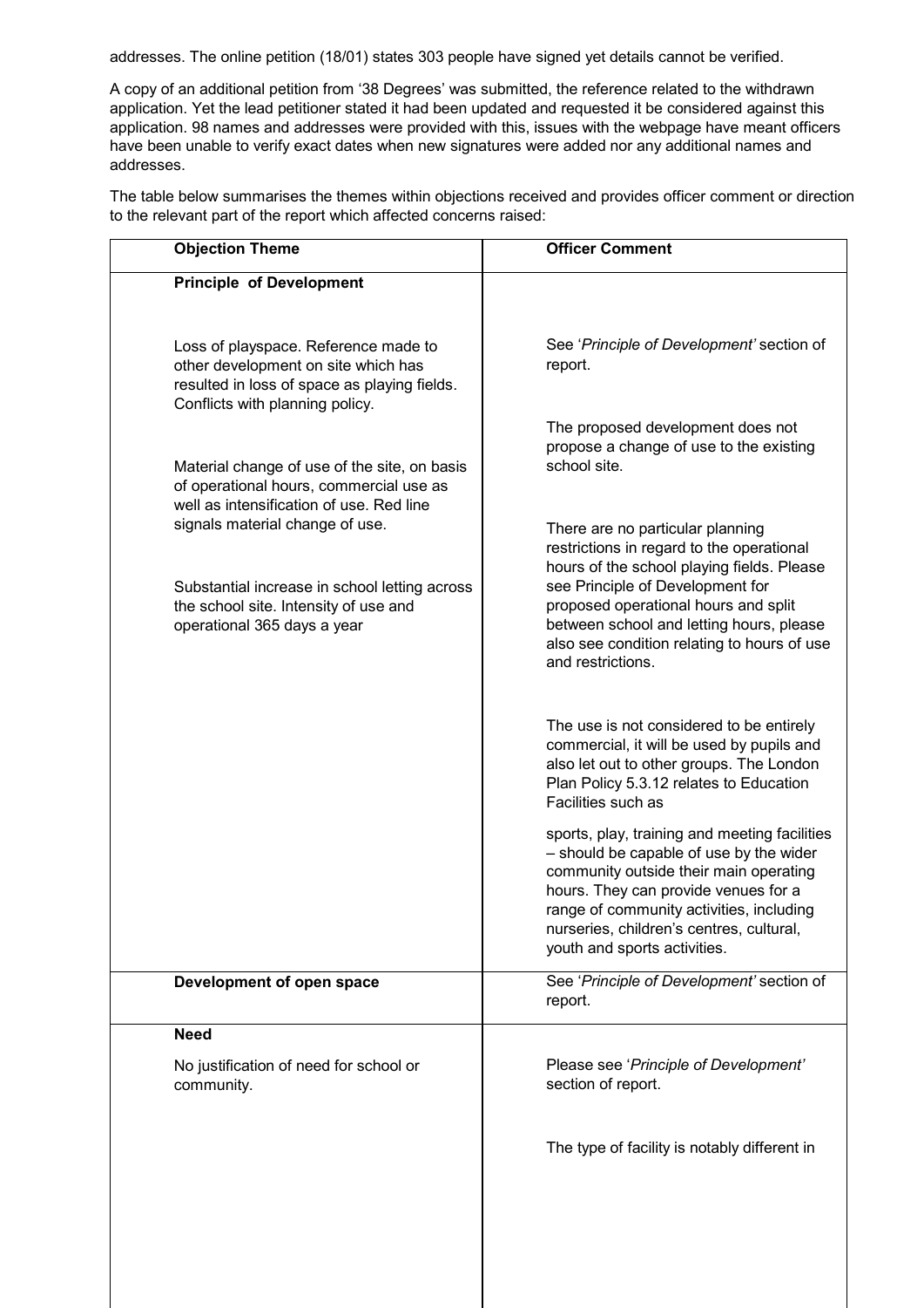addresses. The online petition (18/01) states 303 people have signed yet details cannot be verified.

A copy of an additional petition from '38 Degrees' was submitted, the reference related to the withdrawn application. Yet the lead petitioner stated it had been updated and requested it be considered against this application. 98 names and addresses were provided with this, issues with the webpage have meant officers have been unable to verify exact dates when new signatures were added nor any additional names and addresses.

The table below summarises the themes within objections received and provides officer comment or direction to the relevant part of the report which affected concerns raised:

| Objection Theme | Officer Comment |
|---|---|
| **Principle of Development**<br><br>Loss of playspace. Reference made to other development on site which has resulted in loss of space as playing fields. Conflicts with planning policy.<br><br>Material change of use of the site, on basis of operational hours, commercial use as well as intensification of use. Red line signals material change of use.<br><br>Substantial increase in school letting across the school site. Intensity of use and operational 365 days a year | See '*Principle of Development*' section of report.<br><br>The proposed development does not propose a change of use to the existing school site.<br><br>There are no particular planning restrictions in regard to the operational hours of the school playing fields. Please see Principle of Development for proposed operational hours and split between school and letting hours, please also see condition relating to hours of use and restrictions.<br><br>The use is not considered to be entirely commercial, it will be used by pupils and also let out to other groups. The London Plan Policy 5.3.12 relates to Education Facilities such as<br><br>sports, play, training and meeting facilities – should be capable of use by the wider community outside their main operating hours. They can provide venues for a range of community activities, including nurseries, children's centres, cultural, youth and sports activities. |
| **Development of open space** | See '*Principle of Development*' section of report. |
| **Need**<br><br>No justification of need for school or community. | Please see '*Principle of Development*' section of report.<br><br>The type of facility is notably different in |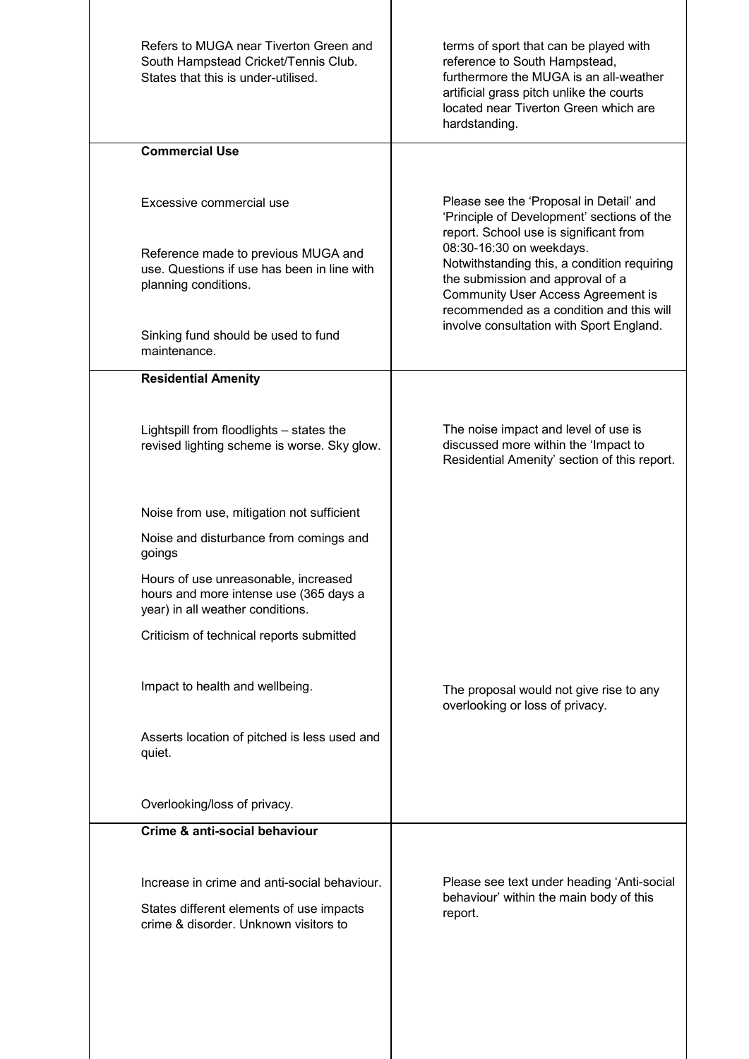| | |
|---|---|
| Refers to MUGA near Tiverton Green and South Hampstead Cricket/Tennis Club. States that this is under-utilised. | terms of sport that can be played with reference to South Hampstead, furthermore the MUGA is an all-weather artificial grass pitch unlike the courts located near Tiverton Green which are hardstanding. |
| **Commercial Use**<br><br>Excessive commercial use<br><br>Reference made to previous MUGA and use. Questions if use has been in line with planning conditions.<br><br>Sinking fund should be used to fund maintenance. | Please see the 'Proposal in Detail' and 'Principle of Development' sections of the report. School use is significant from 08:30-16:30 on weekdays. Notwithstanding this, a condition requiring the submission and approval of a Community User Access Agreement is recommended as a condition and this will involve consultation with Sport England. |
| **Residential Amenity**<br><br>Lightspill from floodlights – states the revised lighting scheme is worse. Sky glow.<br><br>Noise from use, mitigation not sufficient<br><br>Noise and disturbance from comings and goings<br><br>Hours of use unreasonable, increased hours and more intense use (365 days a year) in all weather conditions.<br><br>Criticism of technical reports submitted<br><br>Impact to health and wellbeing.<br><br>Asserts location of pitched is less used and quiet.<br><br>Overlooking/loss of privacy. | The noise impact and level of use is discussed more within the 'Impact to Residential Amenity' section of this report.<br><br>The proposal would not give rise to any overlooking or loss of privacy. |
| **Crime & anti-social behaviour**<br><br>Increase in crime and anti-social behaviour.<br><br>States different elements of use impacts crime & disorder. Unknown visitors to | Please see text under heading 'Anti-social behaviour' within the main body of this report. |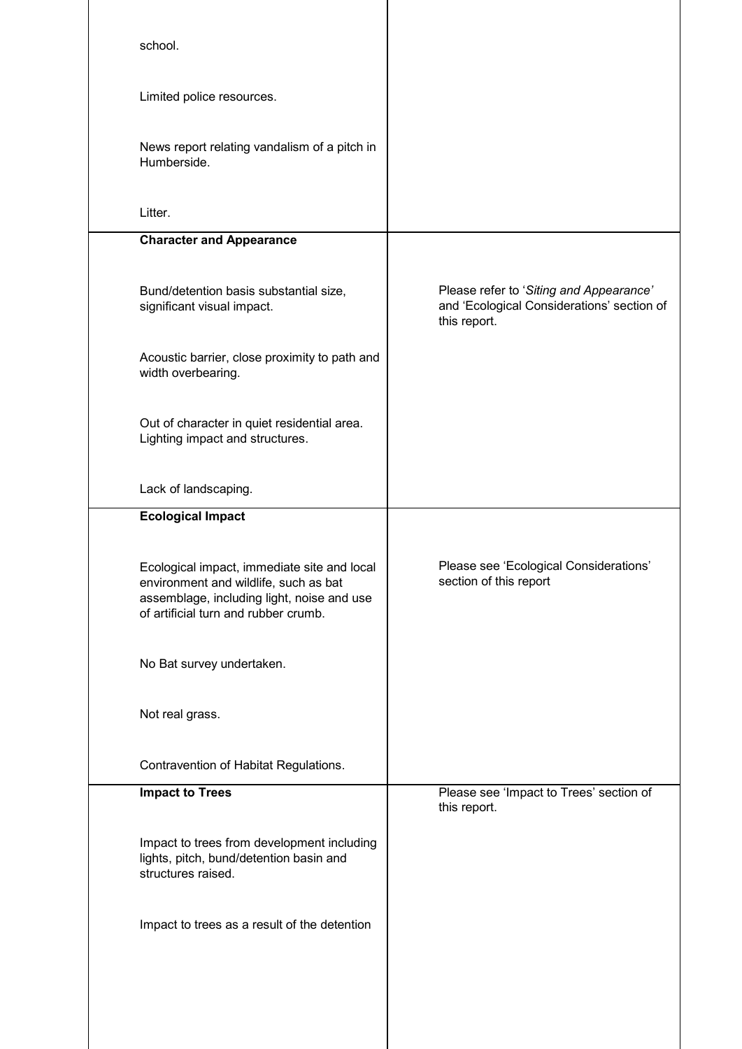| | |
|---|---|
| school.<br><br>Limited police resources.<br><br>News report relating vandalism of a pitch in Humberside.<br><br>Litter. | |
| **Character and Appearance**<br><br>Bund/detention basis substantial size, significant visual impact.<br><br>Acoustic barrier, close proximity to path and width overbearing.<br><br>Out of character in quiet residential area. Lighting impact and structures.<br><br>Lack of landscaping. | Please refer to '*Siting and Appearance'* and 'Ecological Considerations' section of this report. |
| **Ecological Impact**<br><br>Ecological impact, immediate site and local environment and wildlife, such as bat assemblage, including light, noise and use of artificial turn and rubber crumb.<br><br>No Bat survey undertaken.<br><br>Not real grass.<br><br>Contravention of Habitat Regulations. | Please see 'Ecological Considerations' section of this report |
| **Impact to Trees**<br><br>Impact to trees from development including lights, pitch, bund/detention basin and structures raised.<br><br>Impact to trees as a result of the detention | Please see 'Impact to Trees' section of this report. |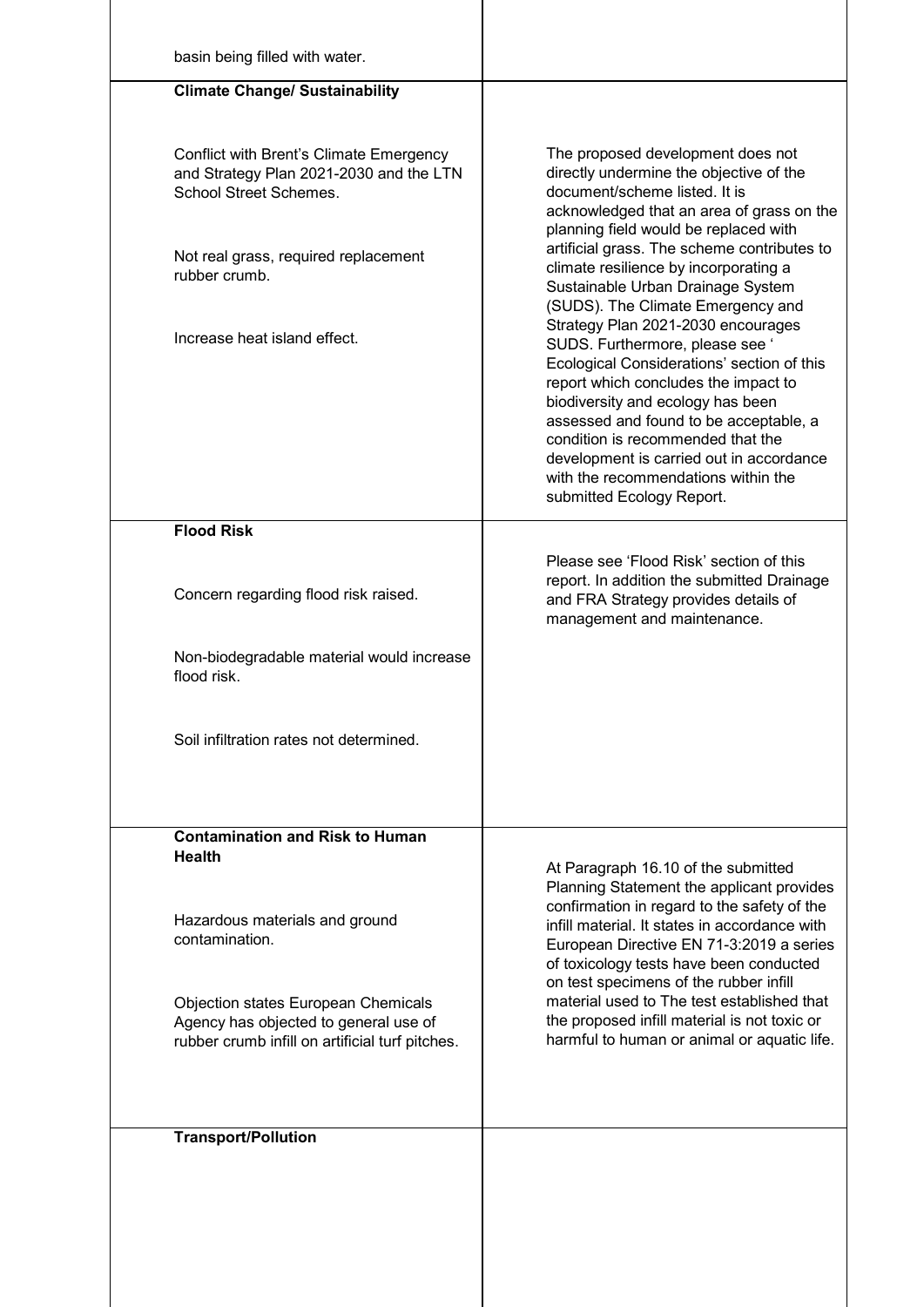| | |
|---|---|
| basin being filled with water. | |
| **Climate Change/ Sustainability**<br><br>Conflict with Brent's Climate Emergency and Strategy Plan 2021-2030 and the LTN School Street Schemes.<br><br>Not real grass, required replacement rubber crumb.<br><br>Increase heat island effect. | The proposed development does not directly undermine the objective of the document/scheme listed. It is acknowledged that an area of grass on the planning field would be replaced with artificial grass. The scheme contributes to climate resilience by incorporating a Sustainable Urban Drainage System (SUDS). The Climate Emergency and Strategy Plan 2021-2030 encourages SUDS. Furthermore, please see ' Ecological Considerations' section of this report which concludes the impact to biodiversity and ecology has been assessed and found to be acceptable, a condition is recommended that the development is carried out in accordance with the recommendations within the submitted Ecology Report. |
| **Flood Risk**<br><br>Concern regarding flood risk raised.<br><br>Non-biodegradable material would increase flood risk.<br><br>Soil infiltration rates not determined. | Please see 'Flood Risk' section of this report. In addition the submitted Drainage and FRA Strategy provides details of management and maintenance. |
| **Contamination and Risk to Human Health**<br><br>Hazardous materials and ground contamination.<br><br>Objection states European Chemicals Agency has objected to general use of rubber crumb infill on artificial turf pitches. | At Paragraph 16.10 of the submitted Planning Statement the applicant provides confirmation in regard to the safety of the infill material. It states in accordance with European Directive EN 71-3:2019 a series of toxicology tests have been conducted on test specimens of the rubber infill material used to The test established that the proposed infill material is not toxic or harmful to human or animal or aquatic life. |
| **Transport/Pollution** | |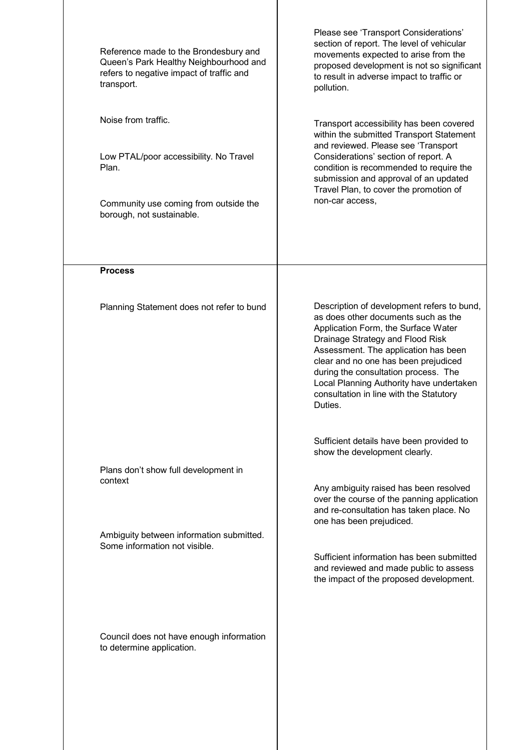| | |
|---|---|
| Reference made to the Brondesbury and Queen's Park Healthy Neighbourhood and refers to negative impact of traffic and transport. | Please see 'Transport Considerations' section of report. The level of vehicular movements expected to arise from the proposed development is not so significant to result in adverse impact to traffic or pollution. |
| Noise from traffic.<br><br>Low PTAL/poor accessibility. No Travel Plan.<br><br>Community use coming from outside the borough, not sustainable. | Transport accessibility has been covered within the submitted Transport Statement and reviewed. Please see 'Transport Considerations' section of report. A condition is recommended to require the submission and approval of an updated Travel Plan, to cover the promotion of non-car access, |
| **Process** | |
| Planning Statement does not refer to bund | Description of development refers to bund, as does other documents such as the Application Form, the Surface Water Drainage Strategy and Flood Risk Assessment. The application has been clear and no one has been prejudiced during the consultation process. The Local Planning Authority have undertaken consultation in line with the Statutory Duties. |
| Plans don't show full development in context | Sufficient details have been provided to show the development clearly. |
| Ambiguity between information submitted. Some information not visible. | Any ambiguity raised has been resolved over the course of the panning application and re-consultation has taken place. No one has been prejudiced. |
| Council does not have enough information to determine application. | Sufficient information has been submitted and reviewed and made public to assess the impact of the proposed development. |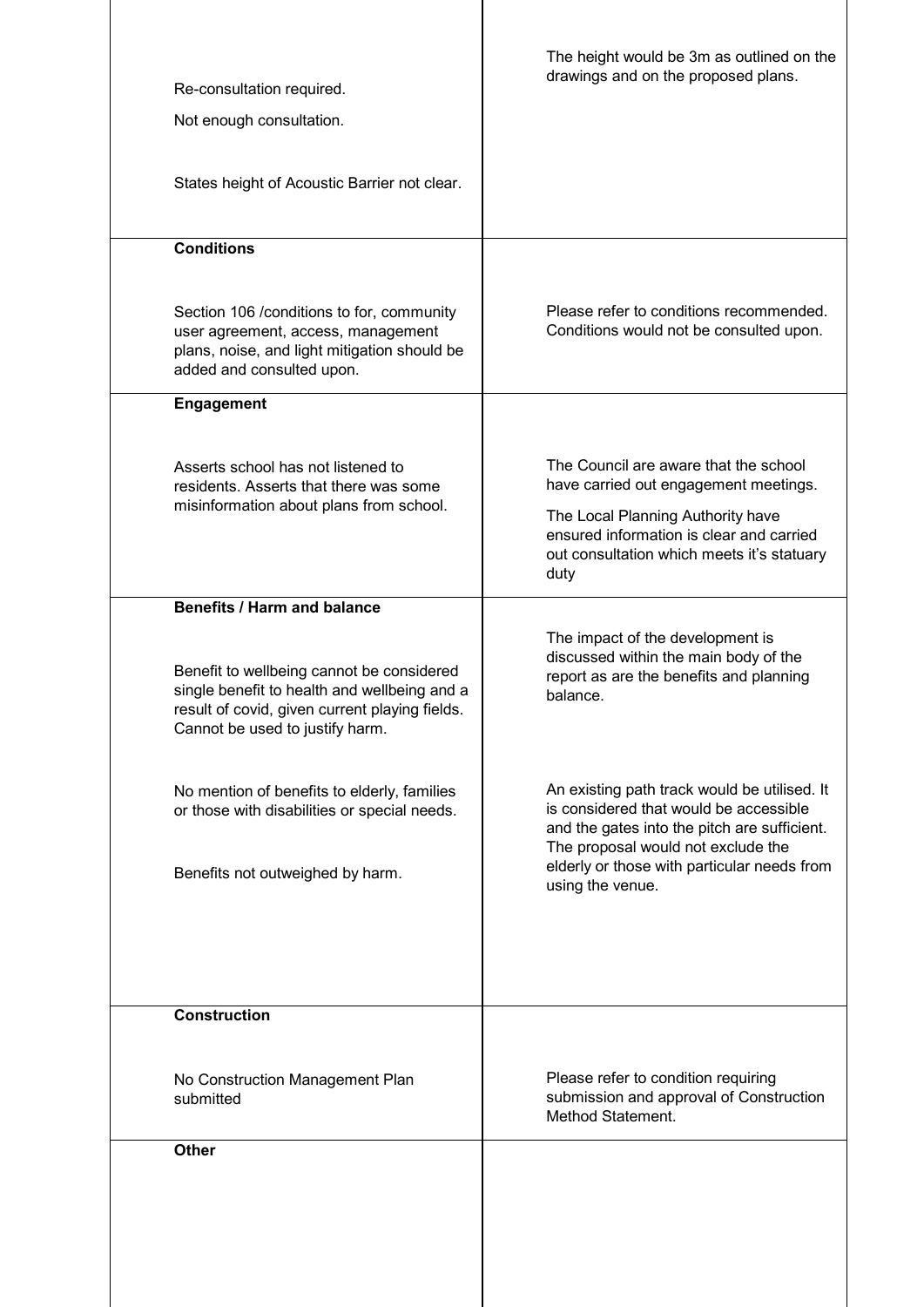| | |
|---|---|
| Re-consultation required.<br><br>Not enough consultation.<br><br>States height of Acoustic Barrier not clear. | The height would be 3m as outlined on the drawings and on the proposed plans. |
| **Conditions**<br><br>Section 106 /conditions to for, community user agreement, access, management plans, noise, and light mitigation should be added and consulted upon. | Please refer to conditions recommended. Conditions would not be consulted upon. |
| **Engagement**<br><br>Asserts school has not listened to residents. Asserts that there was some misinformation about plans from school. | The Council are aware that the school have carried out engagement meetings.<br><br>The Local Planning Authority have ensured information is clear and carried out consultation which meets it's statuary duty |
| **Benefits / Harm and balance**<br><br>Benefit to wellbeing cannot be considered single benefit to health and wellbeing and a result of covid, given current playing fields. Cannot be used to justify harm.<br><br>No mention of benefits to elderly, families or those with disabilities or special needs.<br><br>Benefits not outweighed by harm. | The impact of the development is discussed within the main body of the report as are the benefits and planning balance.<br><br>An existing path track would be utilised. It is considered that would be accessible and the gates into the pitch are sufficient. The proposal would not exclude the elderly or those with particular needs from using the venue. |
| **Construction**<br><br>No Construction Management Plan submitted | Please refer to condition requiring submission and approval of Construction Method Statement. |
| **Other** | |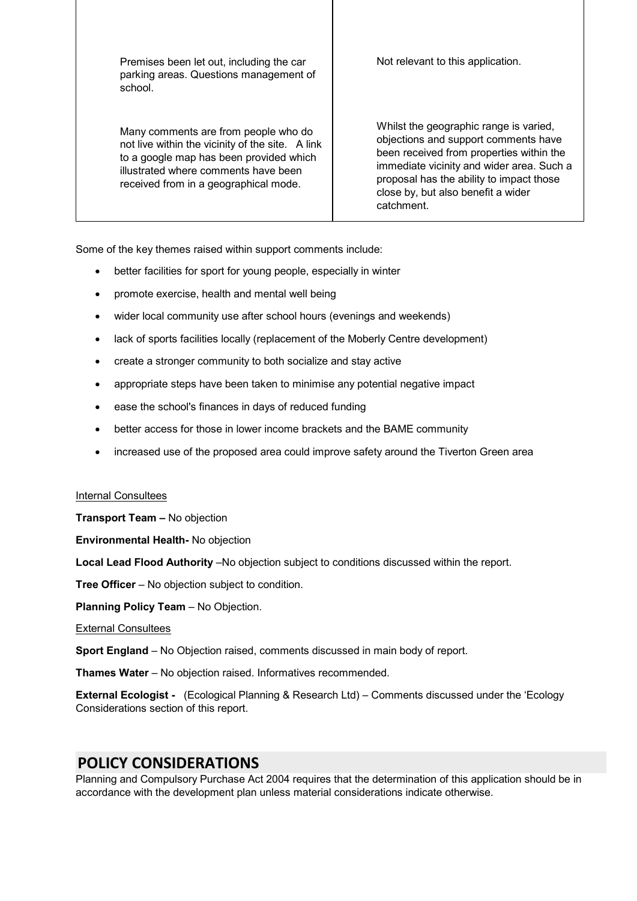| | |
|---|---|
| Premises been let out, including the car parking areas. Questions management of school. | Not relevant to this application. |
| Many comments are from people who do not live within the vicinity of the site. A link to a google map has been provided which illustrated where comments have been received from in a geographical mode. | Whilst the geographic range is varied, objections and support comments have been received from properties within the immediate vicinity and wider area. Such a proposal has the ability to impact those close by, but also benefit a wider catchment. |

Some of the key themes raised within support comments include:

- better facilities for sport for young people, especially in winter
- promote exercise, health and mental well being
- wider local community use after school hours (evenings and weekends)
- lack of sports facilities locally (replacement of the Moberly Centre development)
- create a stronger community to both socialize and stay active
- appropriate steps have been taken to minimise any potential negative impact
- ease the school's finances in days of reduced funding
- better access for those in lower income brackets and the BAME community
- increased use of the proposed area could improve safety around the Tiverton Green area

Internal Consultees

**Transport Team –** No objection

**Environmental Health-** No objection

**Local Lead Flood Authority** –No objection subject to conditions discussed within the report.

**Tree Officer** – No objection subject to condition.

**Planning Policy Team** – No Objection.

External Consultees

**Sport England** – No Objection raised, comments discussed in main body of report.

**Thames Water** – No objection raised. Informatives recommended.

**External Ecologist -** (Ecological Planning & Research Ltd) – Comments discussed under the 'Ecology Considerations section of this report.

## POLICY CONSIDERATIONS

Planning and Compulsory Purchase Act 2004 requires that the determination of this application should be in accordance with the development plan unless material considerations indicate otherwise.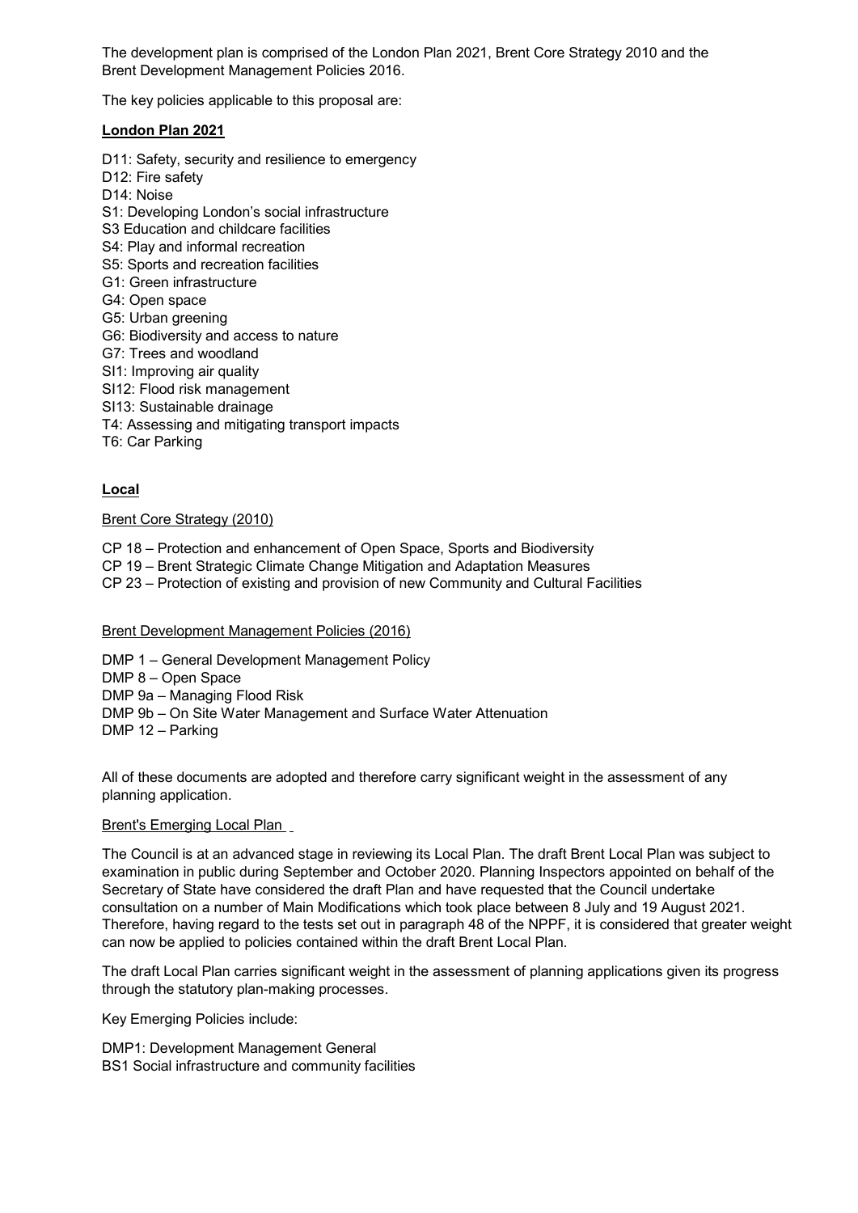The development plan is comprised of the London Plan 2021, Brent Core Strategy 2010 and the Brent Development Management Policies 2016.

The key policies applicable to this proposal are:

**London Plan 2021**

D11: Safety, security and resilience to emergency
D12: Fire safety
D14: Noise
S1: Developing London's social infrastructure
S3 Education and childcare facilities
S4: Play and informal recreation
S5: Sports and recreation facilities
G1: Green infrastructure
G4: Open space
G5: Urban greening
G6: Biodiversity and access to nature
G7: Trees and woodland
SI1: Improving air quality
SI12: Flood risk management
SI13: Sustainable drainage
T4: Assessing and mitigating transport impacts
T6: Car Parking

**Local**

Brent Core Strategy (2010)

CP 18 – Protection and enhancement of Open Space, Sports and Biodiversity
CP 19 – Brent Strategic Climate Change Mitigation and Adaptation Measures
CP 23 – Protection of existing and provision of new Community and Cultural Facilities

Brent Development Management Policies (2016)

DMP 1 – General Development Management Policy
DMP 8 – Open Space
DMP 9a – Managing Flood Risk
DMP 9b – On Site Water Management and Surface Water Attenuation
DMP 12 – Parking

All of these documents are adopted and therefore carry significant weight in the assessment of any planning application.

Brent's Emerging Local Plan

The Council is at an advanced stage in reviewing its Local Plan. The draft Brent Local Plan was subject to examination in public during September and October 2020. Planning Inspectors appointed on behalf of the Secretary of State have considered the draft Plan and have requested that the Council undertake consultation on a number of Main Modifications which took place between 8 July and 19 August 2021. Therefore, having regard to the tests set out in paragraph 48 of the NPPF, it is considered that greater weight can now be applied to policies contained within the draft Brent Local Plan.

The draft Local Plan carries significant weight in the assessment of planning applications given its progress through the statutory plan-making processes.

Key Emerging Policies include:

DMP1: Development Management General
BS1 Social infrastructure and community facilities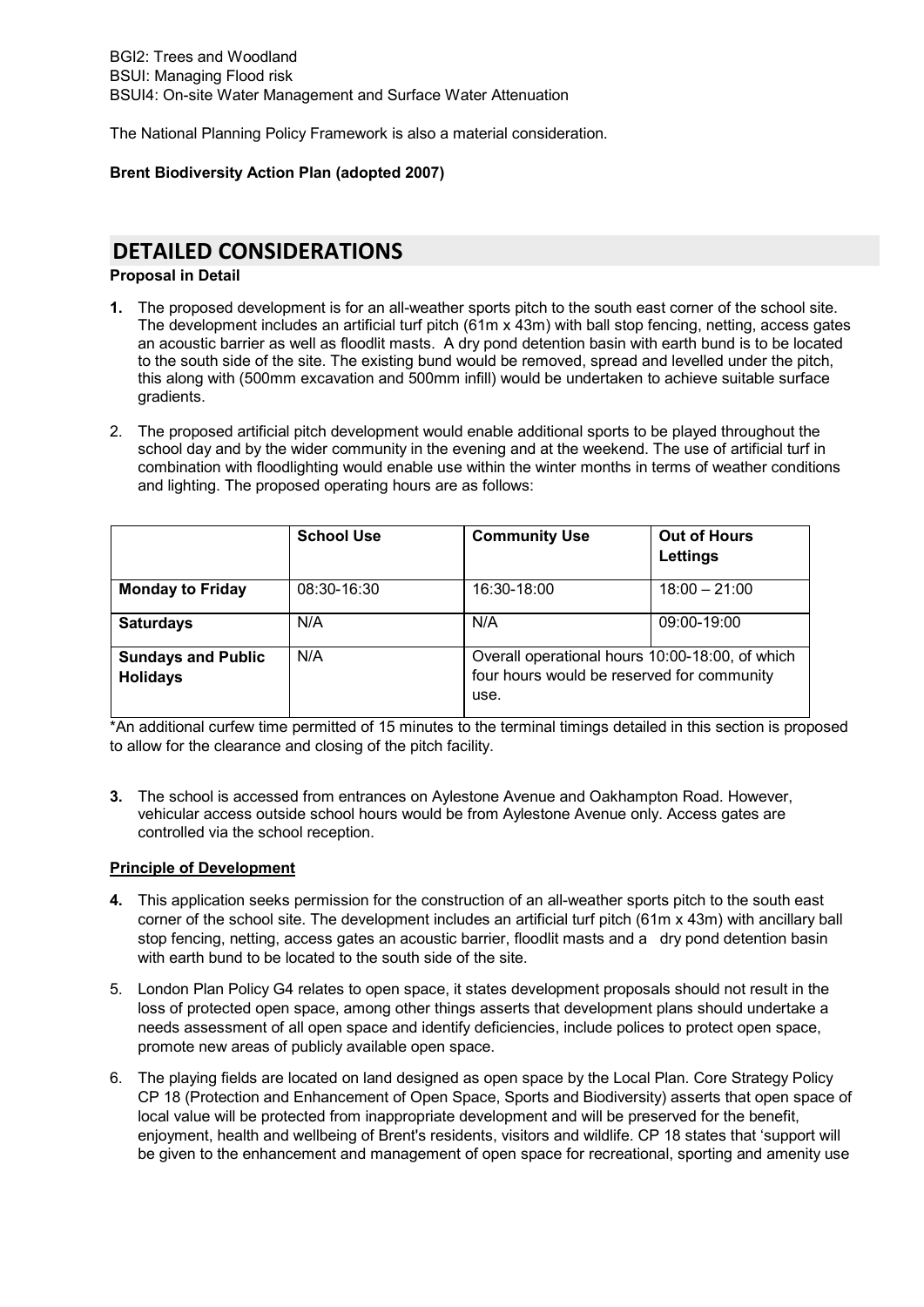BGI2: Trees and Woodland
BSUI: Managing Flood risk
BSUI4: On-site Water Management and Surface Water Attenuation

The National Planning Policy Framework is also a material consideration.

**Brent Biodiversity Action Plan (adopted 2007)**

## DETAILED CONSIDERATIONS

**Proposal in Detail**

**1.** The proposed development is for an all-weather sports pitch to the south east corner of the school site. The development includes an artificial turf pitch (61m x 43m) with ball stop fencing, netting, access gates an acoustic barrier as well as floodlit masts. A dry pond detention basin with earth bund is to be located to the south side of the site. The existing bund would be removed, spread and levelled under the pitch, this along with (500mm excavation and 500mm infill) would be undertaken to achieve suitable surface gradients.

2. The proposed artificial pitch development would enable additional sports to be played throughout the school day and by the wider community in the evening and at the weekend. The use of artificial turf in combination with floodlighting would enable use within the winter months in terms of weather conditions and lighting. The proposed operating hours are as follows:

| | **School Use** | **Community Use** | **Out of Hours Lettings** |
|---|---|---|---|
| **Monday to Friday** | 08:30-16:30 | 16:30-18:00 | 18:00 – 21:00 |
| **Saturdays** | N/A | N/A | 09:00-19:00 |
| **Sundays and Public Holidays** | N/A | Overall operational hours 10:00-18:00, of which four hours would be reserved for community use. | |

*An additional curfew time permitted of 15 minutes to the terminal timings detailed in this section is proposed to allow for the clearance and closing of the pitch facility.

**3.** The school is accessed from entrances on Aylestone Avenue and Oakhampton Road. However, vehicular access outside school hours would be from Aylestone Avenue only. Access gates are controlled via the school reception.

**Principle of Development**

**4.** This application seeks permission for the construction of an all-weather sports pitch to the south east corner of the school site. The development includes an artificial turf pitch (61m x 43m) with ancillary ball stop fencing, netting, access gates an acoustic barrier, floodlit masts and a dry pond detention basin with earth bund to be located to the south side of the site.

5. London Plan Policy G4 relates to open space, it states development proposals should not result in the loss of protected open space, among other things asserts that development plans should undertake a needs assessment of all open space and identify deficiencies, include polices to protect open space, promote new areas of publicly available open space.

6. The playing fields are located on land designed as open space by the Local Plan. Core Strategy Policy CP 18 (Protection and Enhancement of Open Space, Sports and Biodiversity) asserts that open space of local value will be protected from inappropriate development and will be preserved for the benefit, enjoyment, health and wellbeing of Brent's residents, visitors and wildlife. CP 18 states 'support will be given to the enhancement and management of open space for recreational, sporting and amenity use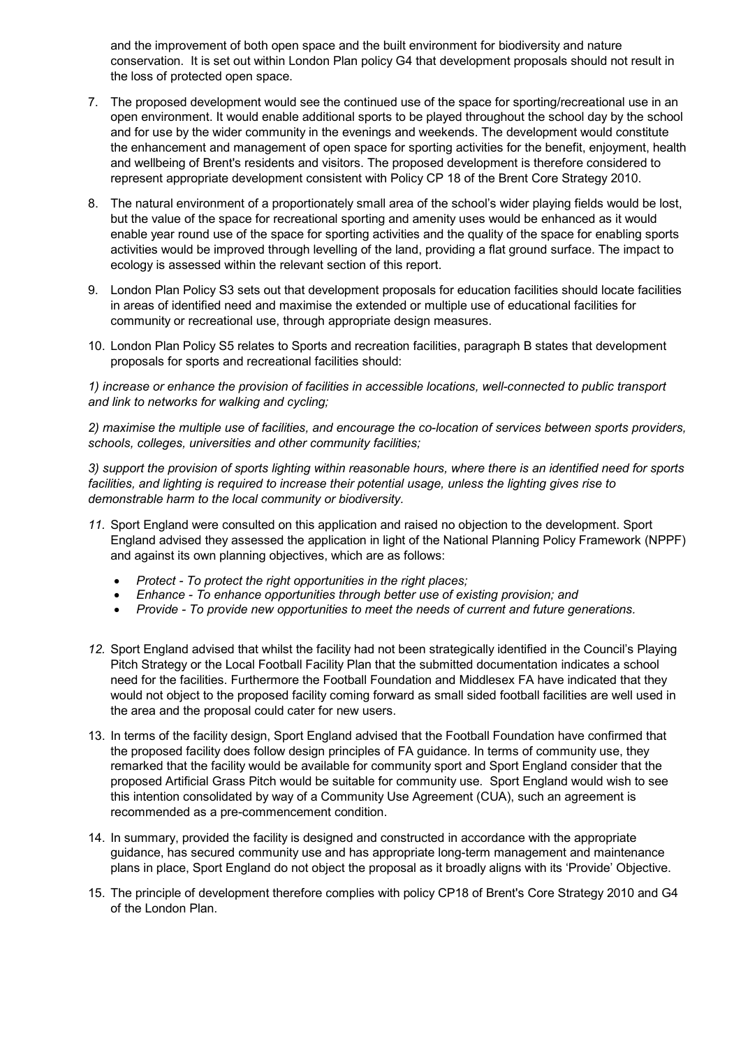and the improvement of both open space and the built environment for biodiversity and nature conservation. It is set out within London Plan policy G4 that development proposals should not result in the loss of protected open space.

7. The proposed development would see the continued use of the space for sporting/recreational use in an open environment. It would enable additional sports to be played throughout the school day by the school and for use by the wider community in the evenings and weekends. The development would constitute the enhancement and management of open space for sporting activities for the benefit, enjoyment, health and wellbeing of Brent's residents and visitors. The proposed development is therefore considered to represent appropriate development consistent with Policy CP 18 of the Brent Core Strategy 2010.

8. The natural environment of a proportionately small area of the school's wider playing fields would be lost, but the value of the space for recreational sporting and amenity uses would be enhanced as it would enable year round use of the space for sporting activities and the quality of the space for enabling sports activities would be improved through levelling of the land, providing a flat ground surface. The impact to ecology is assessed within the relevant section of this report.

9. London Plan Policy S3 sets out that development proposals for education facilities should locate facilities in areas of identified need and maximise the extended or multiple use of educational facilities for community or recreational use, through appropriate design measures.

10. London Plan Policy S5 relates to Sports and recreation facilities, paragraph B states that development proposals for sports and recreational facilities should:

*1) increase or enhance the provision of facilities in accessible locations, well-connected to public transport and link to networks for walking and cycling;*

*2) maximise the multiple use of facilities, and encourage the co-location of services between sports providers, schools, colleges, universities and other community facilities;*

*3) support the provision of sports lighting within reasonable hours, where there is an identified need for sports facilities, and lighting is required to increase their potential usage, unless the lighting gives rise to demonstrable harm to the local community or biodiversity.*

11. Sport England were consulted on this application and raised no objection to the development. Sport England advised they assessed the application in light of the National Planning Policy Framework (NPPF) and against its own planning objectives, which are as follows:

    - *Protect - To protect the right opportunities in the right places;*
    - *Enhance - To enhance opportunities through better use of existing provision; and*
    - *Provide - To provide new opportunities to meet the needs of current and future generations.*

12. Sport England advised that whilst the facility had not been strategically identified in the Council's Playing Pitch Strategy or the Local Football Facility Plan that the submitted documentation indicates a school need for the facilities. Furthermore the Football Foundation and Middlesex FA have indicated that they would not object to the proposed facility coming forward as small sided football facilities are well used in the area and the proposal could cater for new users.

13. In terms of the facility design, Sport England advised that the Football Foundation have confirmed that the proposed facility does follow design principles of FA guidance. In terms of community use, they remarked that the facility would be available for community sport and Sport England consider that the proposed Artificial Grass Pitch would be suitable for community use. Sport England would wish to see this intention consolidated by way of a Community Use Agreement (CUA), such an agreement is recommended as a pre-commencement condition.

14. In summary, provided the facility is designed and constructed in accordance with the appropriate guidance, has secured community use and has appropriate long-term management and maintenance plans in place, Sport England do not object the proposal as it broadly aligns with its 'Provide' Objective.

15. The principle of development therefore complies with policy CP18 of Brent's Core Strategy 2010 and G4 of the London Plan.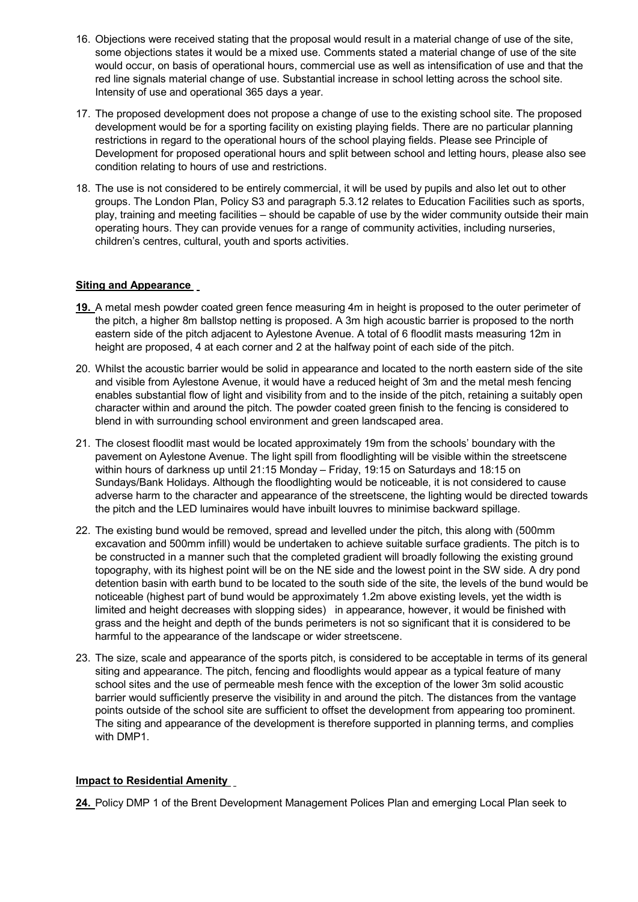16. Objections were received stating that the proposal would result in a material change of use of the site, some objections states it would be a mixed use. Comments stated a material change of use of the site would occur, on basis of operational hours, commercial use as well as intensification of use and that the red line signals material change of use. Substantial increase in school letting across the school site. Intensity of use and operational 365 days a year.

17. The proposed development does not propose a change of use to the existing school site. The proposed development would be for a sporting facility on existing playing fields. There are no particular planning restrictions in regard to the operational hours of the school playing fields. Please see Principle of Development for proposed operational hours and split between school and letting hours, please also see condition relating to hours of use and restrictions.

18. The use is not considered to be entirely commercial, it will be used by pupils and also let out to other groups. The London Plan, Policy S3 and paragraph 5.3.12 relates to Education Facilities such as sports, play, training and meeting facilities – should be capable of use by the wider community outside their main operating hours. They can provide venues for a range of community activities, including nurseries, children's centres, cultural, youth and sports activities.

**Siting and Appearance**

**19.** A metal mesh powder coated green fence measuring 4m in height is proposed to the outer perimeter of the pitch, a higher 8m ballstop netting is proposed. A 3m high acoustic barrier is proposed to the north eastern side of the pitch adjacent to Aylestone Avenue. A total of 6 floodlit masts measuring 12m in height are proposed, 4 at each corner and 2 at the halfway point of each side of the pitch.

20. Whilst the acoustic barrier would be solid in appearance and located to the north eastern side of the site and visible from Aylestone Avenue, it would have a reduced height of 3m and the metal mesh fencing enables substantial flow of light and visibility from and to the inside of the pitch, retaining a suitably open character within and around the pitch. The powder coated green finish to the fencing is considered to blend in with surrounding school environment and green landscaped area.

21. The closest floodlit mast would be located approximately 19m from the schools' boundary with the pavement on Aylestone Avenue. The light spill from floodlighting will be visible within the streetscene within hours of darkness up until 21:15 Monday – Friday, 19:15 on Saturdays and 18:15 on Sundays/Bank Holidays. Although the floodlighting would be noticeable, it is not considered to cause adverse harm to the character and appearance of the streetscene, the lighting would be directed towards the pitch and the LED luminaires would have inbuilt louvres to minimise backward spillage.

22. The existing bund would be removed, spread and levelled under the pitch, this along with (500mm excavation and 500mm infill) would be undertaken to achieve suitable surface gradients. The pitch is to be constructed in a manner such that the completed gradient will broadly following the existing ground topography, with its highest point will be on the NE side and the lowest point in the SW side. A dry pond detention basin with earth bund to be located to the south side of the site, the levels of the bund would be noticeable (highest part of bund would be approximately 1.2m above existing levels, yet the width is limited and height decreases with slopping sides) in appearance, however, it would be finished with grass and the height and depth of the bunds perimeters is not so significant that it is considered to be harmful to the appearance of the landscape or wider streetscene.

23. The size, scale and appearance of the sports pitch, is considered to be acceptable in terms of its general siting and appearance. The pitch, fencing and floodlights would appear as a typical feature of many school sites and the use of permeable mesh fence with the exception of the lower 3m solid acoustic barrier would sufficiently preserve the visibility in and around the pitch. The distances from the vantage points outside of the school site are sufficient to offset the development from appearing too prominent. The siting and appearance of the development is therefore supported in planning terms, and complies with DMP1.

**Impact to Residential Amenity**

**24.** Policy DMP 1 of the Brent Development Management Polices Plan and emerging Local Plan seek to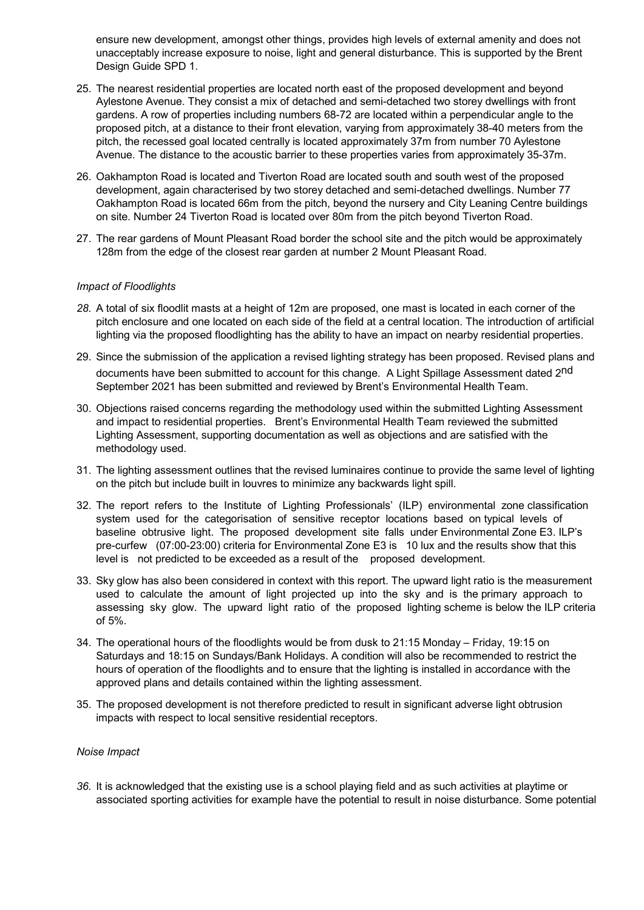ensure new development, amongst other things, provides high levels of external amenity and does not unacceptably increase exposure to noise, light and general disturbance. This is supported by the Brent Design Guide SPD 1.

25. The nearest residential properties are located north east of the proposed development and beyond Aylestone Avenue. They consist a mix of detached and semi-detached two storey dwellings with front gardens. A row of properties including numbers 68-72 are located within a perpendicular angle to the proposed pitch, at a distance to their front elevation, varying from approximately 38-40 meters from the pitch, the recessed goal located centrally is located approximately 37m from number 70 Aylestone Avenue. The distance to the acoustic barrier to these properties varies from approximately 35-37m.

26. Oakhampton Road is located and Tiverton Road are located south and south west of the proposed development, again characterised by two storey detached and semi-detached dwellings. Number 77 Oakhampton Road is located 66m from the pitch, beyond the nursery and City Leaning Centre buildings on site. Number 24 Tiverton Road is located over 80m from the pitch beyond Tiverton Road.

27. The rear gardens of Mount Pleasant Road border the school site and the pitch would be approximately 128m from the edge of the closest rear garden at number 2 Mount Pleasant Road.

*Impact of Floodlights*

*28.* A total of six floodlit masts at a height of 12m are proposed, one mast is located in each corner of the pitch enclosure and one located on each side of the field at a central location. The introduction of artificial lighting via the proposed floodlighting has the ability to have an impact on nearby residential properties.

29. Since the submission of the application a revised lighting strategy has been proposed. Revised plans and documents have been submitted to account for this change. A Light Spillage Assessment dated 2nd September 2021 has been submitted and reviewed by Brent's Environmental Health Team.

30. Objections raised concerns regarding the methodology used within the submitted Lighting Assessment and impact to residential properties. Brent's Environmental Health Team reviewed the submitted Lighting Assessment, supporting documentation as well as objections and are satisfied with the methodology used.

31. The lighting assessment outlines that the revised luminaires continue to provide the same level of lighting on the pitch but include built in louvres to minimize any backwards light spill.

32. The report refers to the Institute of Lighting Professionals' (ILP) environmental zone classification system used for the categorisation of sensitive receptor locations based on typical levels of baseline obtrusive light. The proposed development site falls under Environmental Zone E3. ILP's pre-curfew (07:00-23:00) criteria for Environmental Zone E3 is 10 lux and the results show that this level is not predicted to be exceeded as a result of the proposed development.

33. Sky glow has also been considered in context with this report. The upward light ratio is the measurement used to calculate the amount of light projected up into the sky and is the primary approach to assessing sky glow. The upward light ratio of the proposed lighting scheme is below the ILP criteria of 5%.

34. The operational hours of the floodlights would be from dusk to 21:15 Monday – Friday, 19:15 on Saturdays and 18:15 on Sundays/Bank Holidays. A condition will also be recommended to restrict the hours of operation of the floodlights and to ensure that the lighting is installed in accordance with the approved plans and details contained within the lighting assessment.

35. The proposed development is not therefore predicted to result in significant adverse light obtrusion impacts with respect to local sensitive residential receptors.

*Noise Impact*

*36.* It is acknowledged that the existing use is a school playing field and as such activities at playtime or associated sporting activities for example have the potential to result in noise disturbance. Some potential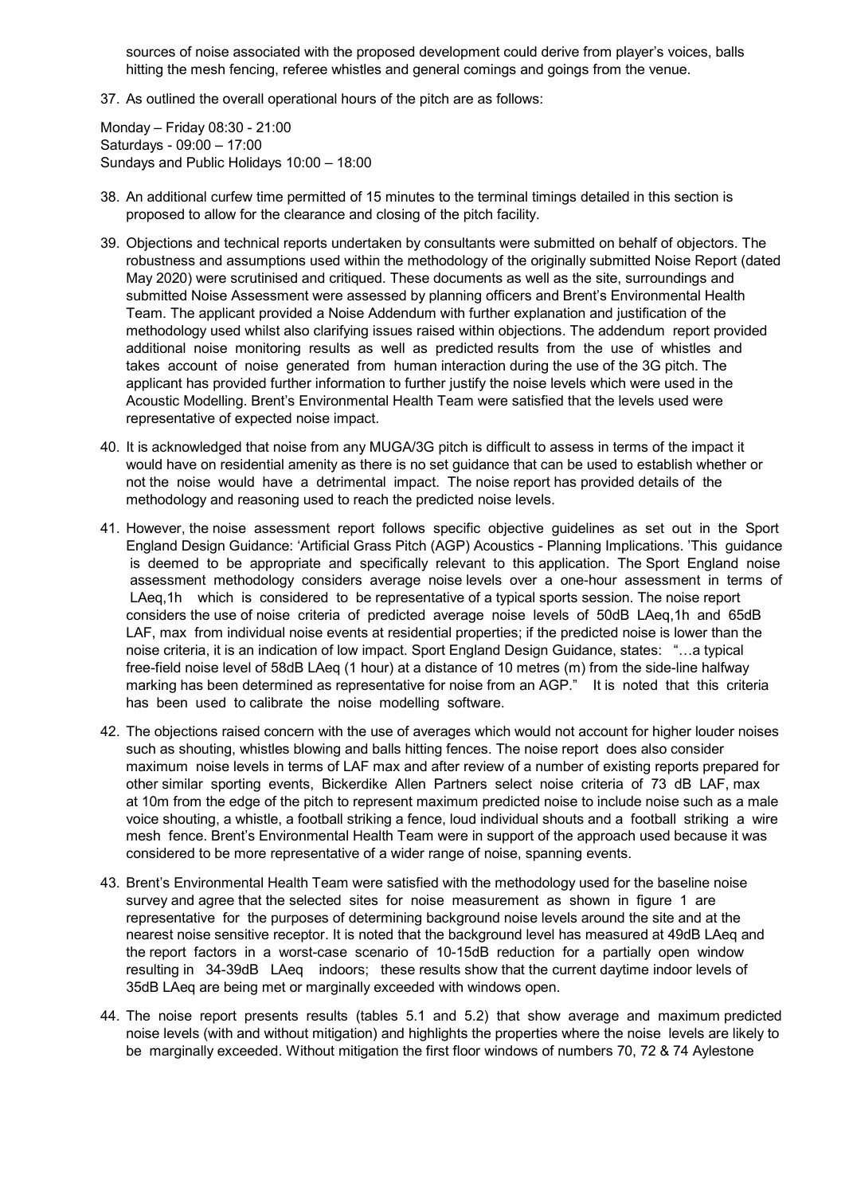sources of noise associated with the proposed development could derive from player's voices, balls hitting the mesh fencing, referee whistles and general comings and goings from the venue.

37. As outlined the overall operational hours of the pitch are as follows:

Monday – Friday 08:30 - 21:00
Saturdays - 09:00 – 17:00
Sundays and Public Holidays 10:00 – 18:00

38. An additional curfew time permitted of 15 minutes to the terminal timings detailed in this section is proposed to allow for the clearance and closing of the pitch facility.

39. Objections and technical reports undertaken by consultants were submitted on behalf of objectors. The robustness and assumptions used within the methodology of the originally submitted Noise Report (dated May 2020) were scrutinised and critiqued. These documents as well as the site, surroundings and submitted Noise Assessment were assessed by planning officers and Brent's Environmental Health Team. The applicant provided a Noise Addendum with further explanation and justification of the methodology used whilst also clarifying issues raised within objections. The addendum report provided additional noise monitoring results as well as predicted results from the use of whistles and takes account of noise generated from human interaction during the use of the 3G pitch. The applicant has provided further information to further justify the noise levels which were used in the Acoustic Modelling. Brent's Environmental Health Team were satisfied that the levels used were representative of expected noise impact.

40. It is acknowledged that noise from any MUGA/3G pitch is difficult to assess in terms of the impact it would have on residential amenity as there is no set guidance that can be used to establish whether or not the noise would have a detrimental impact. The noise report has provided details of the methodology and reasoning used to reach the predicted noise levels.

41. However, the noise assessment report follows specific objective guidelines as set out in the Sport England Design Guidance: 'Artificial Grass Pitch (AGP) Acoustics - Planning Implications. 'This guidance is deemed to be appropriate and specifically relevant to this application. The Sport England noise assessment methodology considers average noise levels over a one-hour assessment in terms of LAeq,1h which is considered to be representative of a typical sports session. The noise report considers the use of noise criteria of predicted average noise levels of 50dB LAeq,1h and 65dB LAF, max from individual noise events at residential properties; if the predicted noise is lower than the noise criteria, it is an indication of low impact. Sport England Design Guidance, states: "…a typical free-field noise level of 58dB LAeq (1 hour) at a distance of 10 metres (m) from the side-line halfway marking has been determined as representative for noise from an AGP." It is noted that this criteria has been used to calibrate the noise modelling software.

42. The objections raised concern with the use of averages which would not account for higher louder noises such as shouting, whistles blowing and balls hitting fences. The noise report does also consider maximum noise levels in terms of LAF max and after review of a number of existing reports prepared for other similar sporting events, Bickerdike Allen Partners select noise criteria of 73 dB LAF, max at 10m from the edge of the pitch to represent maximum predicted noise to include noise such as a male voice shouting, a whistle, a football striking a fence, loud individual shouts and a football striking a wire mesh fence. Brent's Environmental Health Team were in support of the approach used because it was considered to be more representative of a wider range of noise, spanning events.

43. Brent's Environmental Health Team were satisfied with the methodology used for the baseline noise survey and agree that the selected sites for noise measurement as shown in figure 1 are representative for the purposes of determining background noise levels around the site and at the nearest noise sensitive receptor. It is noted that the background level has measured at 49dB LAeq and the report factors in a worst-case scenario of 10-15dB reduction for a partially open window resulting in 34-39dB LAeq indoors; these results show that the current daytime indoor levels of 35dB LAeq are being met or marginally exceeded with windows open.

44. The noise report presents results (tables 5.1 and 5.2) that show average and maximum predicted noise levels (with and without mitigation) and highlights the properties where the noise levels are likely to be marginally exceeded. Without mitigation the first floor windows of numbers 70, 72 & 74 Aylestone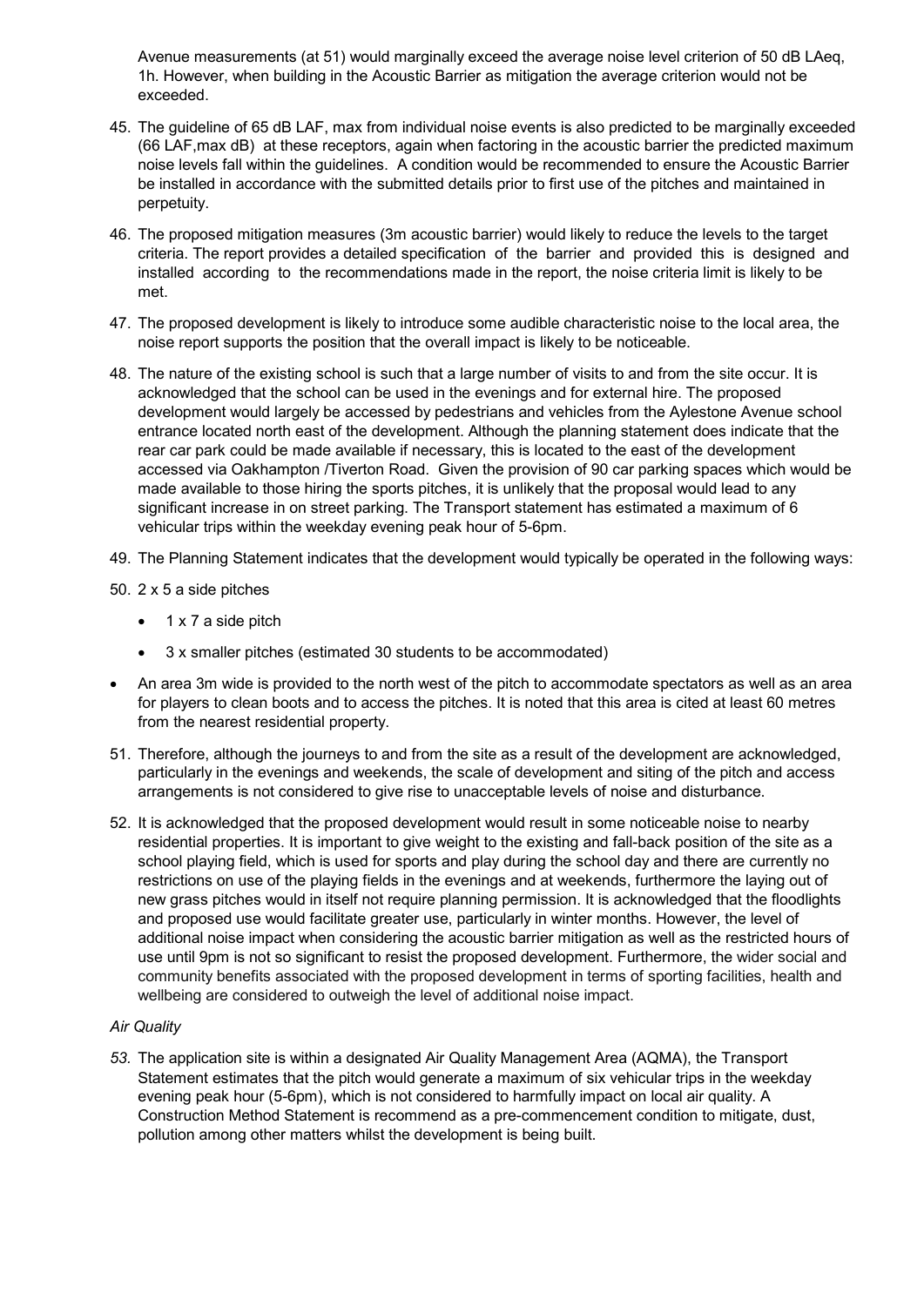Avenue measurements (at 51) would marginally exceed the average noise level criterion of 50 dB LAeq, 1h. However, when building in the Acoustic Barrier as mitigation the average criterion would not be exceeded.

45. The guideline of 65 dB LAF, max from individual noise events is also predicted to be marginally exceeded (66 LAF,max dB) at these receptors, again when factoring in the acoustic barrier the predicted maximum noise levels fall within the guidelines. A condition would be recommended to ensure the Acoustic Barrier be installed in accordance with the submitted details prior to first use of the pitches and maintained in perpetuity.

46. The proposed mitigation measures (3m acoustic barrier) would likely to reduce the levels to the target criteria. The report provides a detailed specification of the barrier and provided this is designed and installed according to the recommendations made in the report, the noise criteria limit is likely to be met.

47. The proposed development is likely to introduce some audible characteristic noise to the local area, the noise report supports the position that the overall impact is likely to be noticeable.

48. The nature of the existing school is such that a large number of visits to and from the site occur. It is acknowledged that the school can be used in the evenings and for external hire. The proposed development would largely be accessed by pedestrians and vehicles from the Aylestone Avenue school entrance located north east of the development. Although the planning statement does indicate that the rear car park could be made available if necessary, this is located to the east of the development accessed via Oakhampton /Tiverton Road. Given the provision of 90 car parking spaces which would be made available to those hiring the sports pitches, it is unlikely that the proposal would lead to any significant increase in on street parking. The Transport statement has estimated a maximum of 6 vehicular trips within the weekday evening peak hour of 5-6pm.

49. The Planning Statement indicates that the development would typically be operated in the following ways:

50. 2 x 5 a side pitches
    - 1 x 7 a side pitch
    - 3 x smaller pitches (estimated 30 students to be accommodated)

- An area 3m wide is provided to the north west of the pitch to accommodate spectators as well as an area for players to clean boots and to access the pitches. It is noted that this area is cited at least 60 metres from the nearest residential property.

51. Therefore, although the journeys to and from the site as a result of the development are acknowledged, particularly in the evenings and weekends, the scale of development and siting of the pitch and access arrangements is not considered to give rise to unacceptable levels of noise and disturbance.

52. It is acknowledged that the proposed development would result in some noticeable noise to nearby residential properties. It is important to give weight to the existing and fall-back position of the site as a school playing field, which is used for sports and play during the school day and there are currently no restrictions on use of the playing fields in the evenings and at weekends, furthermore the laying out of new grass pitches would in itself not require planning permission. It is acknowledged that the floodlights and proposed use would facilitate greater use, particularly in winter months. However, the level of additional noise impact when considering the acoustic barrier mitigation as well as the restricted hours of use until 9pm is not so significant to resist the proposed development. Furthermore, the wider social and community benefits associated with the proposed development in terms of sporting facilities, health and wellbeing are considered to outweigh the level of additional noise impact.

*Air Quality*

*53.* The application site is within a designated Air Quality Management Area (AQMA), the Transport Statement estimates that the pitch would generate a maximum of six vehicular trips in the weekday evening peak hour (5-6pm), which is not considered to harmfully impact on local air quality. A Construction Method Statement is recommend as a pre-commencement condition to mitigate, dust, pollution among other matters whilst the development is being built.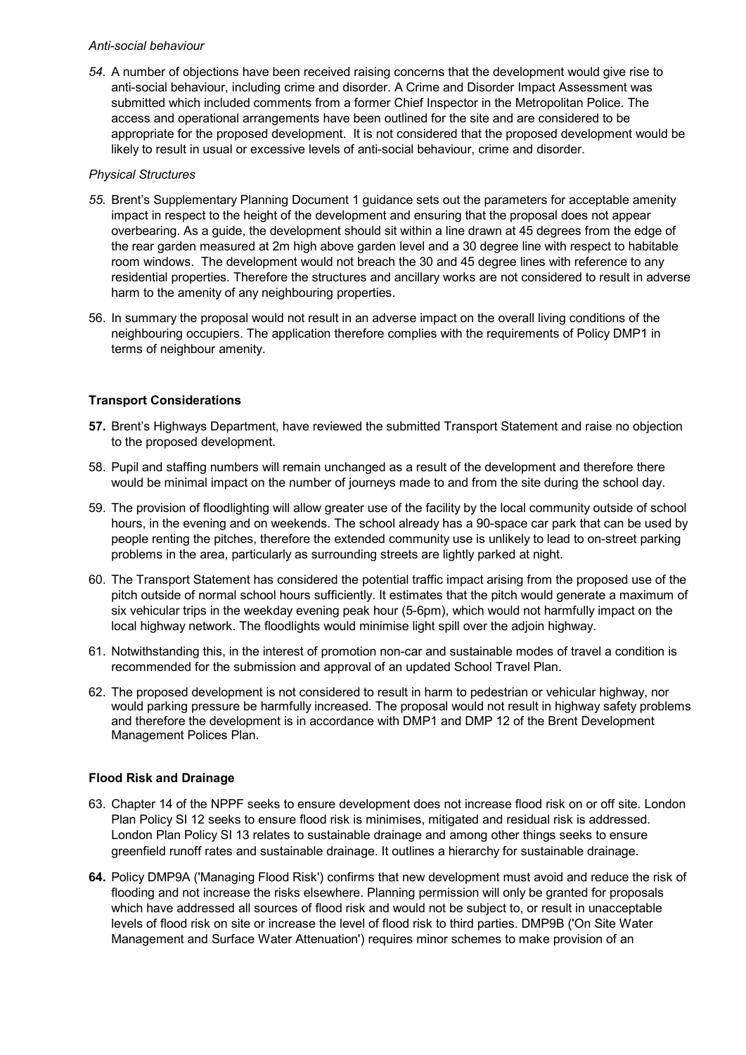*Anti-social behaviour*

*54.* A number of objections have been received raising concerns that the development would give rise to anti-social behaviour, including crime and disorder. A Crime and Disorder Impact Assessment was submitted which included comments from a former Chief Inspector in the Metropolitan Police. The access and operational arrangements have been outlined for the site and are considered to be appropriate for the proposed development. It is not considered that the proposed development would be likely to result in usual or excessive levels of anti-social behaviour, crime and disorder.

*Physical Structures*

*55.* Brent's Supplementary Planning Document 1 guidance sets out the parameters for acceptable amenity impact in respect to the height of the development and ensuring that the proposal does not appear overbearing. As a guide, the development should sit within a line drawn at 45 degrees from the edge of the rear garden measured at 2m high above garden level and a 30 degree line with respect to habitable room windows. The development would not breach the 30 and 45 degree lines with reference to any residential properties. Therefore the structures and ancillary works are not considered to result in adverse harm to the amenity of any neighbouring properties.

56. In summary the proposal would not result in an adverse impact on the overall living conditions of the neighbouring occupiers. The application therefore complies with the requirements of Policy DMP1 in terms of neighbour amenity.

**Transport Considerations**

**57.** Brent's Highways Department, have reviewed the submitted Transport Statement and raise no objection to the proposed development.

58. Pupil and staffing numbers will remain unchanged as a result of the development and therefore there would be minimal impact on the number of journeys made to and from the site during the school day.

59. The provision of floodlighting will allow greater use of the facility by the local community outside of school hours, in the evening and on weekends. The school already has a 90-space car park that can be used by people renting the pitches, therefore the extended community use is unlikely to lead to on-street parking problems in the area, particularly as surrounding streets are lightly parked at night.

60. The Transport Statement has considered the potential traffic impact arising from the proposed use of the pitch outside of normal school hours sufficiently. It estimates that the pitch would generate a maximum of six vehicular trips in the weekday evening peak hour (5-6pm), which would not harmfully impact on the local highway network. The floodlights would minimise light spill over the adjoin highway.

61. Notwithstanding this, in the interest of promotion non-car and sustainable modes of travel a condition is recommended for the submission and approval of an updated School Travel Plan.

62. The proposed development is not considered to result in harm to pedestrian or vehicular highway, nor would parking pressure be harmfully increased. The proposal would not result in highway safety problems and therefore the development is in accordance with DMP1 and DMP 12 of the Brent Development Management Polices Plan.

**Flood Risk and Drainage**

63. Chapter 14 of the NPPF seeks to ensure development does not increase flood risk on or off site. London Plan Policy SI 12 seeks to ensure flood risk is minimises, mitigated and residual risk is addressed. London Plan Policy SI 13 relates to sustainable drainage and among other things seeks to ensure greenfield runoff rates and sustainable drainage. It outlines a hierarchy for sustainable drainage.

**64.** Policy DMP9A ('Managing Flood Risk') confirms that new development must avoid and reduce the risk of flooding and not increase the risks elsewhere. Planning permission will only be granted for proposals which have addressed all sources of flood risk and would not be subject to, or result in unacceptable levels of flood risk on site or increase the level of flood risk to third parties. DMP9B ('On Site Water Management and Surface Water Attenuation') requires minor schemes to make provision of an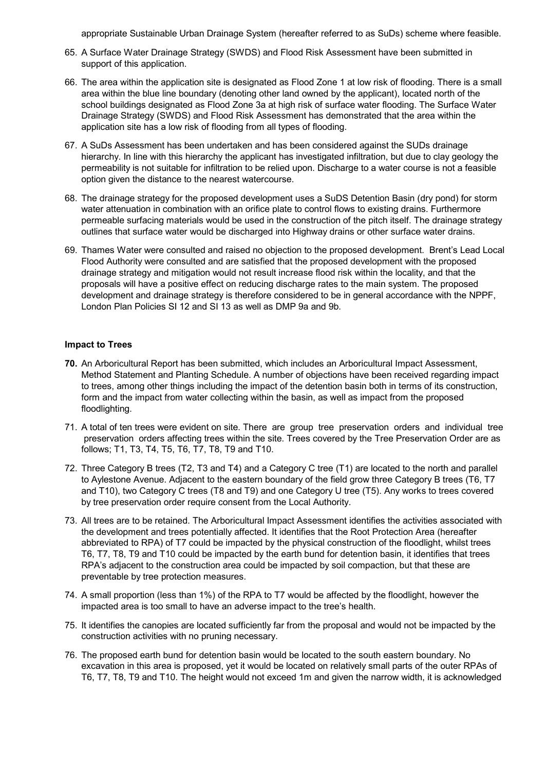appropriate Sustainable Urban Drainage System (hereafter referred to as SuDs) scheme where feasible.

65. A Surface Water Drainage Strategy (SWDS) and Flood Risk Assessment have been submitted in support of this application.

66. The area within the application site is designated as Flood Zone 1 at low risk of flooding. There is a small area within the blue line boundary (denoting other land owned by the applicant), located north of the school buildings designated as Flood Zone 3a at high risk of surface water flooding. The Surface Water Drainage Strategy (SWDS) and Flood Risk Assessment has demonstrated that the area within the application site has a low risk of flooding from all types of flooding.

67. A SuDs Assessment has been undertaken and has been considered against the SUDs drainage hierarchy. In line with this hierarchy the applicant has investigated infiltration, but due to clay geology the permeability is not suitable for infiltration to be relied upon. Discharge to a water course is not a feasible option given the distance to the nearest watercourse.

68. The drainage strategy for the proposed development uses a SuDS Detention Basin (dry pond) for storm water attenuation in combination with an orifice plate to control flows to existing drains. Furthermore permeable surfacing materials would be used in the construction of the pitch itself. The drainage strategy outlines that surface water would be discharged into Highway drains or other surface water drains.

69. Thames Water were consulted and raised no objection to the proposed development. Brent's Lead Local Flood Authority were consulted and are satisfied that the proposed development with the proposed drainage strategy and mitigation would not result increase flood risk within the locality, and that the proposals will have a positive effect on reducing discharge rates to the main system. The proposed development and drainage strategy is therefore considered to be in general accordance with the NPPF, London Plan Policies SI 12 and SI 13 as well as DMP 9a and 9b.

**Impact to Trees**

**70.** An Arboricultural Report has been submitted, which includes an Arboricultural Impact Assessment, Method Statement and Planting Schedule. A number of objections have been received regarding impact to trees, among other things including the impact of the detention basin both in terms of its construction, form and the impact from water collecting within the basin, as well as impact from the proposed floodlighting.

71. A total of ten trees were evident on site. There are group tree preservation orders and individual tree preservation orders affecting trees within the site. Trees covered by the Tree Preservation Order are as follows; T1, T3, T4, T5, T6, T7, T8, T9 and T10.

72. Three Category B trees (T2, T3 and T4) and a Category C tree (T1) are located to the north and parallel to Aylestone Avenue. Adjacent to the eastern boundary of the field grow three Category B trees (T6, T7 and T10), two Category C trees (T8 and T9) and one Category U tree (T5). Any works to trees covered by tree preservation order require consent from the Local Authority.

73. All trees are to be retained. The Arboricultural Impact Assessment identifies the activities associated with the development and trees potentially affected. It identifies that the Root Protection Area (hereafter abbreviated to RPA) of T7 could be impacted by the physical construction of the floodlight, whilst trees T6, T7, T8, T9 and T10 could be impacted by the earth bund for detention basin, it identifies that trees RPA's adjacent to the construction area could be impacted by soil compaction, but that these are preventable by tree protection measures.

74. A small proportion (less than 1%) of the RPA to T7 would be affected by the floodlight, however the impacted area is too small to have an adverse impact to the tree's health.

75. It identifies the canopies are located sufficiently far from the proposal and would not be impacted by the construction activities with no pruning necessary.

76. The proposed earth bund for detention basin would be located to the south eastern boundary. No excavation in this area is proposed, yet it would be located on relatively small parts of the outer RPAs of T6, T7, T8, T9 and T10. The height would not exceed 1m and given the narrow width, it is acknowledged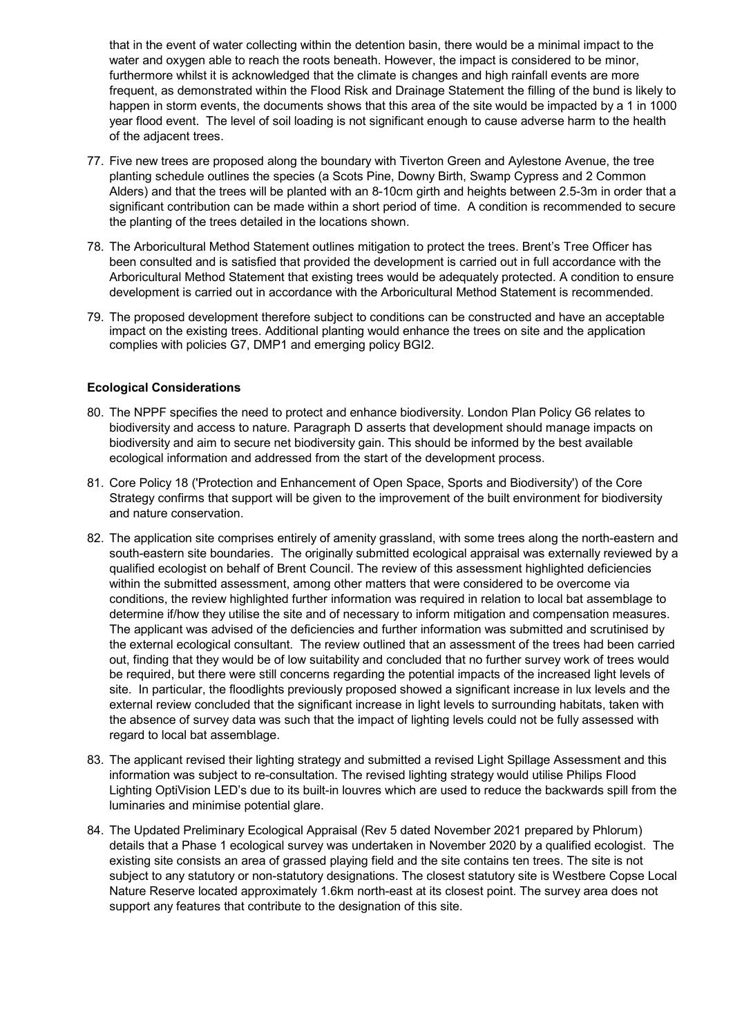that in the event of water collecting within the detention basin, there would be a minimal impact to the water and oxygen able to reach the roots beneath. However, the impact is considered to be minor, furthermore whilst it is acknowledged that the climate is changes and high rainfall events are more frequent, as demonstrated within the Flood Risk and Drainage Statement the filling of the bund is likely to happen in storm events, the documents shows that this area of the site would be impacted by a 1 in 1000 year flood event. The level of soil loading is not significant enough to cause adverse harm to the health of the adjacent trees.

77. Five new trees are proposed along the boundary with Tiverton Green and Aylestone Avenue, the tree planting schedule outlines the species (a Scots Pine, Downy Birth, Swamp Cypress and 2 Common Alders) and that the trees will be planted with an 8-10cm girth and heights between 2.5-3m in order that a significant contribution can be made within a short period of time. A condition is recommended to secure the planting of the trees detailed in the locations shown.

78. The Arboricultural Method Statement outlines mitigation to protect the trees. Brent's Tree Officer has been consulted and is satisfied that provided the development is carried out in full accordance with the Arboricultural Method Statement that existing trees would be adequately protected. A condition to ensure development is carried out in accordance with the Arboricultural Method Statement is recommended.

79. The proposed development therefore subject to conditions can be constructed and have an acceptable impact on the existing trees. Additional planting would enhance the trees on site and the application complies with policies G7, DMP1 and emerging policy BGI2.

**Ecological Considerations**

80. The NPPF specifies the need to protect and enhance biodiversity. London Plan Policy G6 relates to biodiversity and access to nature. Paragraph D asserts that development should manage impacts on biodiversity and aim to secure net biodiversity gain. This should be informed by the best available ecological information and addressed from the start of the development process.

81. Core Policy 18 ('Protection and Enhancement of Open Space, Sports and Biodiversity') of the Core Strategy confirms that support will be given to the improvement of the built environment for biodiversity and nature conservation.

82. The application site comprises entirely of amenity grassland, with some trees along the north-eastern and south-eastern site boundaries. The originally submitted ecological appraisal was externally reviewed by a qualified ecologist on behalf of Brent Council. The review of this assessment highlighted deficiencies within the submitted assessment, among other matters that were considered to be overcome via conditions, the review highlighted further information was required in relation to local bat assemblage to determine if/how they utilise the site and of necessary to inform mitigation and compensation measures. The applicant was advised of the deficiencies and further information was submitted and scrutinised by the external ecological consultant. The review outlined that an assessment of the trees had been carried out, finding that they would be of low suitability and concluded that no further survey work of trees would be required, but there were still concerns regarding the potential impacts of the increased light levels of site. In particular, the floodlights previously proposed showed a significant increase in lux levels and the external review concluded that the significant increase in light levels to surrounding habitats, taken with the absence of survey data was such that the impact of lighting levels could not be fully assessed with regard to local bat assemblage.

83. The applicant revised their lighting strategy and submitted a revised Light Spillage Assessment and this information was subject to re-consultation. The revised lighting strategy would utilise Philips Flood Lighting OptiVision LED's due to its built-in louvres which are used to reduce the backwards spill from the luminaries and minimise potential glare.

84. The Updated Preliminary Ecological Appraisal (Rev 5 dated November 2021 prepared by Phlorum) details that a Phase 1 ecological survey was undertaken in November 2020 by a qualified ecologist. The existing site consists an area of grassed playing field and the site contains ten trees. The site is not subject to any statutory or non-statutory designations. The closest statutory site is Westbere Copse Local Nature Reserve located approximately 1.6km north-east at its closest point. The survey area does not support any features that contribute to the designation of this site.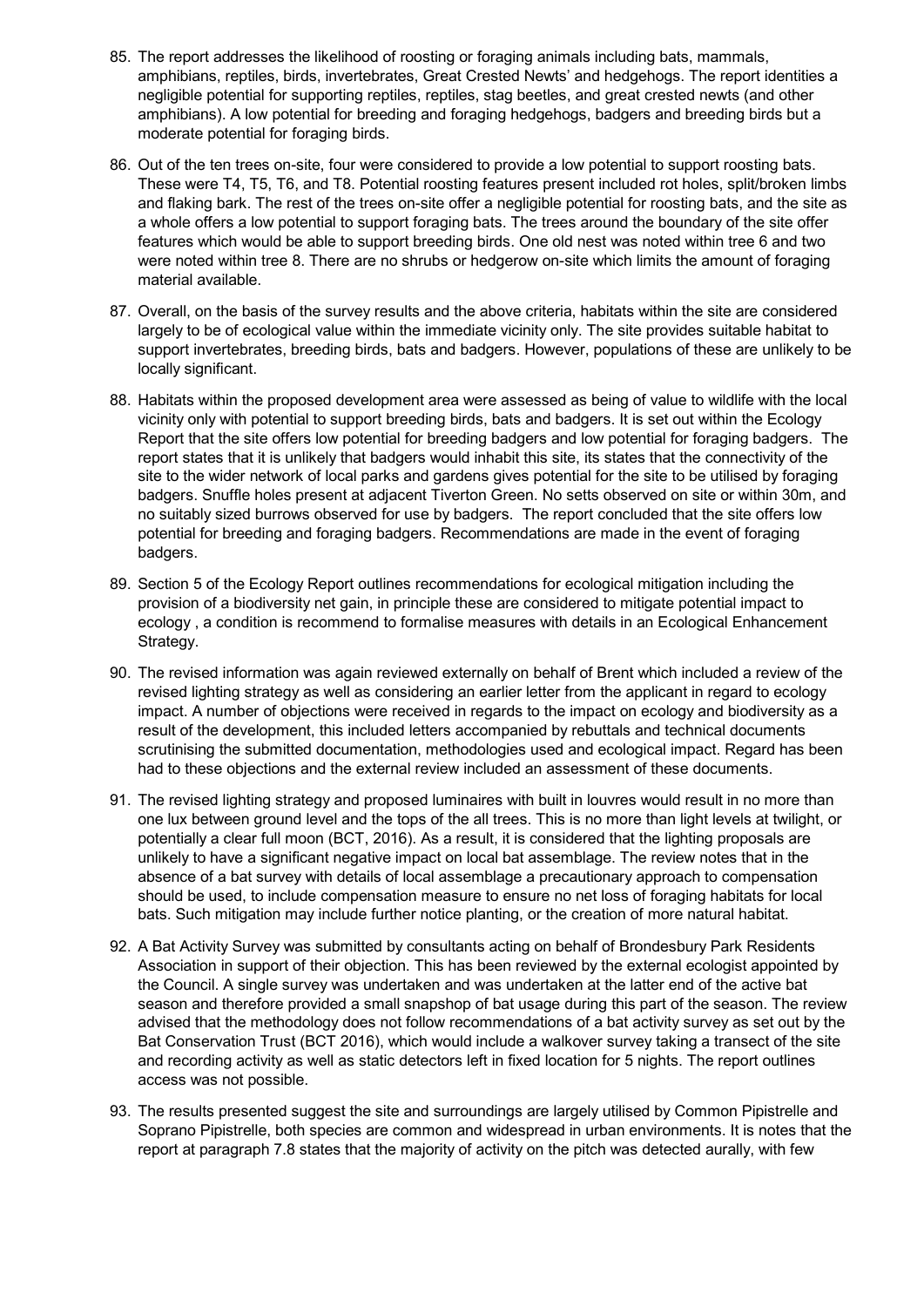85. The report addresses the likelihood of roosting or foraging animals including bats, mammals, amphibians, reptiles, birds, invertebrates, Great Crested Newts' and hedgehogs. The report identities a negligible potential for supporting reptiles, reptiles, stag beetles, and great crested newts (and other amphibians). A low potential for breeding and foraging hedgehogs, badgers and breeding birds but a moderate potential for foraging birds.

86. Out of the ten trees on-site, four were considered to provide a low potential to support roosting bats. These were T4, T5, T6, and T8. Potential roosting features present included rot holes, split/broken limbs and flaking bark. The rest of the trees on-site offer a negligible potential for roosting bats, and the site as a whole offers a low potential to support foraging bats. The trees around the boundary of the site offer features which would be able to support breeding birds. One old nest was noted within tree 6 and two were noted within tree 8. There are no shrubs or hedgerow on-site which limits the amount of foraging material available.

87. Overall, on the basis of the survey results and the above criteria, habitats within the site are considered largely to be of ecological value within the immediate vicinity only. The site provides suitable habitat to support invertebrates, breeding birds, bats and badgers. However, populations of these are unlikely to be locally significant.

88. Habitats within the proposed development area were assessed as being of value to wildlife with the local vicinity only with potential to support breeding birds, bats and badgers. It is set out within the Ecology Report that the site offers low potential for breeding badgers and low potential for foraging badgers. The report states that it is unlikely that badgers would inhabit this site, its states that the connectivity of the site to the wider network of local parks and gardens gives potential for the site to be utilised by foraging badgers. Snuffle holes present at adjacent Tiverton Green. No setts observed on site or within 30m, and no suitably sized burrows observed for use by badgers. The report concluded that the site offers low potential for breeding and foraging badgers. Recommendations are made in the event of foraging badgers.

89. Section 5 of the Ecology Report outlines recommendations for ecological mitigation including the provision of a biodiversity net gain, in principle these are considered to mitigate potential impact to ecology , a condition is recommend to formalise measures with details in an Ecological Enhancement Strategy.

90. The revised information was again reviewed externally on behalf of Brent which included a review of the revised lighting strategy as well as considering an earlier letter from the applicant in regard to ecology impact. A number of objections were received in regards to the impact on ecology and biodiversity as a result of the development, this included letters accompanied by rebuttals and technical documents scrutinising the submitted documentation, methodologies used and ecological impact. Regard has been had to these objections and the external review included an assessment of these documents.

91. The revised lighting strategy and proposed luminaires with built in louvres would result in no more than one lux between ground level and the tops of the all trees. This is no more than light levels at twilight, or potentially a clear full moon (BCT, 2016). As a result, it is considered that the lighting proposals are unlikely to have a significant negative impact on local bat assemblage. The review notes that in the absence of a bat survey with details of local assemblage a precautionary approach to compensation should be used, to include compensation measure to ensure no net loss of foraging habitats for local bats. Such mitigation may include further notice planting, or the creation of more natural habitat.

92. A Bat Activity Survey was submitted by consultants acting on behalf of Brondesbury Park Residents Association in support of their objection. This has been reviewed by the external ecologist appointed by the Council. A single survey was undertaken and was undertaken at the latter end of the active bat season and therefore provided a small snapshop of bat usage during this part of the season. The review advised that the methodology does not follow recommendations of a bat activity survey as set out by the Bat Conservation Trust (BCT 2016), which would include a walkover survey taking a transect of the site and recording activity as well as static detectors left in fixed location for 5 nights. The report outlines access was not possible.

93. The results presented suggest the site and surroundings are largely utilised by Common Pipistrelle and Soprano Pipistrelle, both species are common and widespread in urban environments. It is notes that the report at paragraph 7.8 states that the majority of activity on the pitch was detected aurally, with few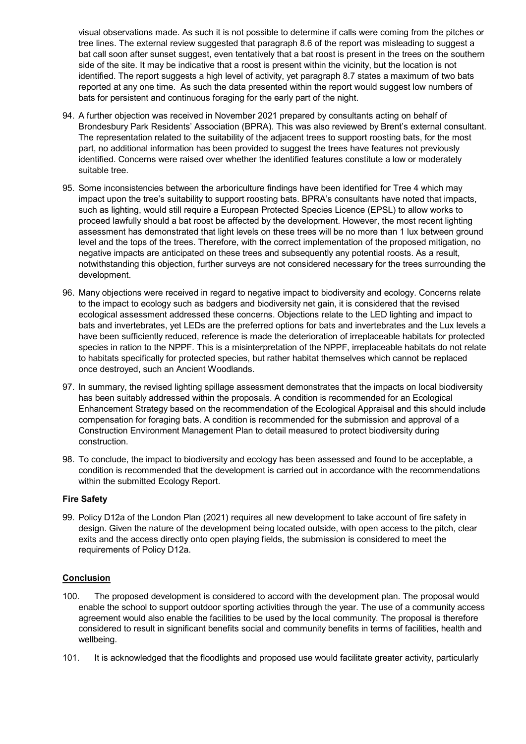visual observations made. As such it is not possible to determine if calls were coming from the pitches or tree lines. The external review suggested that paragraph 8.6 of the report was misleading to suggest a bat call soon after sunset suggest, even tentatively that a bat roost is present in the trees on the southern side of the site. It may be indicative that a roost is present within the vicinity, but the location is not identified. The report suggests a high level of activity, yet paragraph 8.7 states a maximum of two bats reported at any one time. As such the data presented within the report would suggest low numbers of bats for persistent and continuous foraging for the early part of the night.

94. A further objection was received in November 2021 prepared by consultants acting on behalf of Brondesbury Park Residents' Association (BPRA). This was also reviewed by Brent's external consultant. The representation related to the suitability of the adjacent trees to support roosting bats, for the most part, no additional information has been provided to suggest the trees have features not previously identified. Concerns were raised over whether the identified features constitute a low or moderately suitable tree.

95. Some inconsistencies between the arboriculture findings have been identified for Tree 4 which may impact upon the tree's suitability to support roosting bats. BPRA's consultants have noted that impacts, such as lighting, would still require a European Protected Species Licence (EPSL) to allow works to proceed lawfully should a bat roost be affected by the development. However, the most recent lighting assessment has demonstrated that light levels on these trees will be no more than 1 lux between ground level and the tops of the trees. Therefore, with the correct implementation of the proposed mitigation, no negative impacts are anticipated on these trees and subsequently any potential roosts. As a result, notwithstanding this objection, further surveys are not considered necessary for the trees surrounding the development.

96. Many objections were received in regard to negative impact to biodiversity and ecology. Concerns relate to the impact to ecology such as badgers and biodiversity net gain, it is considered that the revised ecological assessment addressed these concerns. Objections relate to the LED lighting and impact to bats and invertebrates, yet LEDs are the preferred options for bats and invertebrates and the Lux levels a have been sufficiently reduced, reference is made the deterioration of irreplaceable habitats for protected species in ration to the NPPF. This is a misinterpretation of the NPPF, irreplaceable habitats do not relate to habitats specifically for protected species, but rather habitat themselves which cannot be replaced once destroyed, such an Ancient Woodlands.

97. In summary, the revised lighting spillage assessment demonstrates that the impacts on local biodiversity has been suitably addressed within the proposals. A condition is recommended for an Ecological Enhancement Strategy based on the recommendation of the Ecological Appraisal and this should include compensation for foraging bats. A condition is recommended for the submission and approval of a Construction Environment Management Plan to detail measured to protect biodiversity during construction.

98. To conclude, the impact to biodiversity and ecology has been assessed and found to be acceptable, a condition is recommended that the development is carried out in accordance with the recommendations within the submitted Ecology Report.

**Fire Safety**

99. Policy D12a of the London Plan (2021) requires all new development to take account of fire safety in design. Given the nature of the development being located outside, with open access to the pitch, clear exits and the access directly onto open playing fields, the submission is considered to meet the requirements of Policy D12a.

## Conclusion

100. The proposed development is considered to accord with the development plan. The proposal would enable the school to support outdoor sporting activities through the year. The use of a community access agreement would also enable the facilities to be used by the local community. The proposal is therefore considered to result in significant benefits social and community benefits in terms of facilities, health and wellbeing.

101. It is acknowledged that the floodlights and proposed use would facilitate greater activity, particularly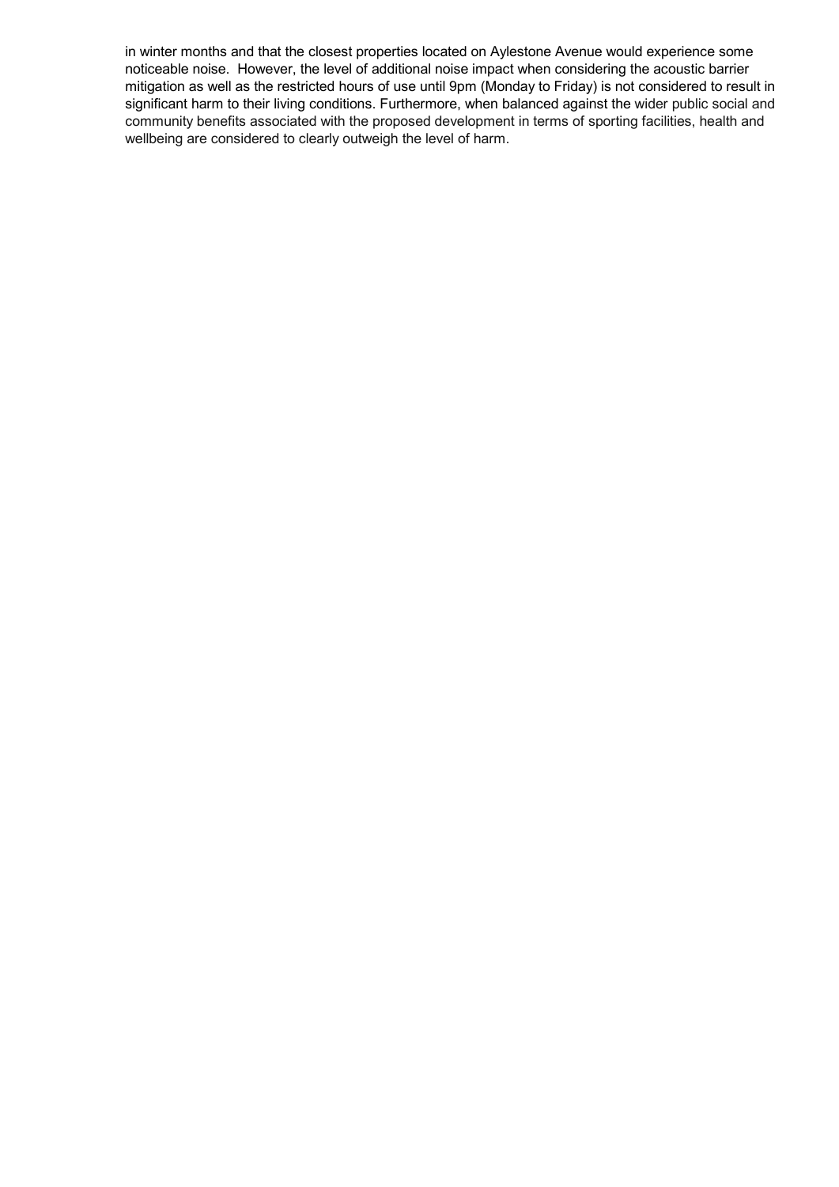in winter months and that the closest properties located on Aylestone Avenue would experience some noticeable noise. However, the level of additional noise impact when considering the acoustic barrier mitigation as well as the restricted hours of use until 9pm (Monday to Friday) is not considered to result in significant harm to their living conditions. Furthermore, when balanced against the wider public social and community benefits associated with the proposed development in terms of sporting facilities, health and wellbeing are considered to clearly outweigh the level of harm.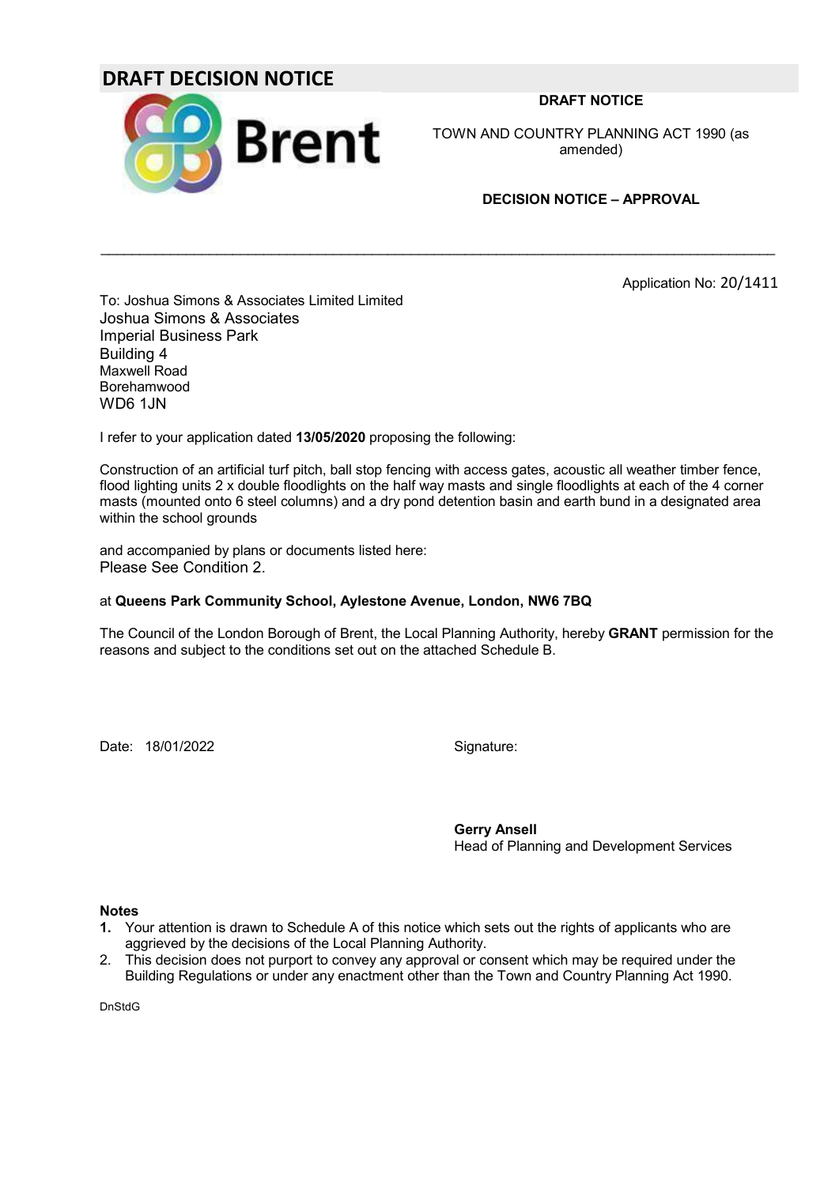# DRAFT DECISION NOTICE

**DRAFT NOTICE**

TOWN AND COUNTRY PLANNING ACT 1990 (as amended)

**DECISION NOTICE – APPROVAL**

---

Application No: 20/1411

To: Joshua Simons & Associates Limited Limited
Joshua Simons & Associates
Imperial Business Park
Building 4
Maxwell Road
Borehamwood
WD6 1JN

I refer to your application dated **13/05/2020** proposing the following:

Construction of an artificial turf pitch, ball stop fencing with access gates, acoustic all weather timber fence, flood lighting units 2 x double floodlights on the half way masts and single floodlights at each of the 4 corner masts (mounted onto 6 steel columns) and a dry pond detention basin and earth bund in a designated area within the school grounds

and accompanied by plans or documents listed here:
Please See Condition 2.

at **Queens Park Community School, Aylestone Avenue, London, NW6 7BQ**

The Council of the London Borough of Brent, the Local Planning Authority, hereby **GRANT** permission for the reasons and subject to the conditions set out on the attached Schedule B.

Date: 18/01/2022

Signature:

**Gerry Ansell**
Head of Planning and Development Services

**Notes**

1. Your attention is drawn to Schedule A of this notice which sets out the rights of applicants who are aggrieved by the decisions of the Local Planning Authority.
2. This decision does not purport to convey any approval or consent which may be required under the Building Regulations or under any enactment other than the Town and Country Planning Act 1990.

DnStdG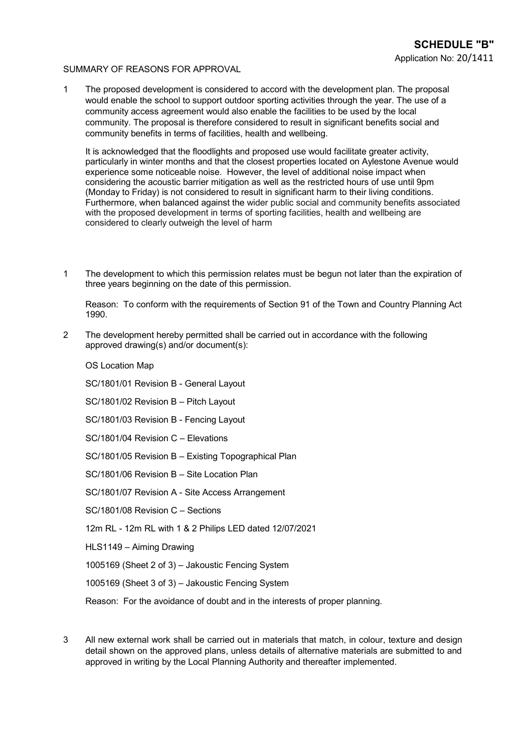## SCHEDULE "B"

Application No: 20/1411

SUMMARY OF REASONS FOR APPROVAL

1 The proposed development is considered to accord with the development plan. The proposal would enable the school to support outdoor sporting activities through the year. The use of a community access agreement would also enable the facilities to be used by the local community. The proposal is therefore considered to result in significant benefits social and community benefits in terms of facilities, health and wellbeing.

It is acknowledged that the floodlights and proposed use would facilitate greater activity, particularly in winter months and that the closest properties located on Aylestone Avenue would experience some noticeable noise. However, the level of additional noise impact when considering the acoustic barrier mitigation as well as the restricted hours of use until 9pm (Monday to Friday) is not considered to result in significant harm to their living conditions. Furthermore, when balanced against the wider public social and community benefits associated with the proposed development in terms of sporting facilities, health and wellbeing are considered to clearly outweigh the level of harm

1 The development to which this permission relates must be begun not later than the expiration of three years beginning on the date of this permission.

Reason: To conform with the requirements of Section 91 of the Town and Country Planning Act 1990.

2 The development hereby permitted shall be carried out in accordance with the following approved drawing(s) and/or document(s):

OS Location Map

SC/1801/01 Revision B - General Layout

SC/1801/02 Revision B – Pitch Layout

SC/1801/03 Revision B - Fencing Layout

SC/1801/04 Revision C – Elevations

SC/1801/05 Revision B – Existing Topographical Plan

SC/1801/06 Revision B – Site Location Plan

SC/1801/07 Revision A - Site Access Arrangement

SC/1801/08 Revision C – Sections

12m RL - 12m RL with 1 & 2 Philips LED dated 12/07/2021

HLS1149 – Aiming Drawing

1005169 (Sheet 2 of 3) – Jakoustic Fencing System

1005169 (Sheet 3 of 3) – Jakoustic Fencing System

Reason: For the avoidance of doubt and in the interests of proper planning.

3 All new external work shall be carried out in materials that match, in colour, texture and design detail shown on the approved plans, unless details of alternative materials are submitted to and approved in writing by the Local Planning Authority and thereafter implemented.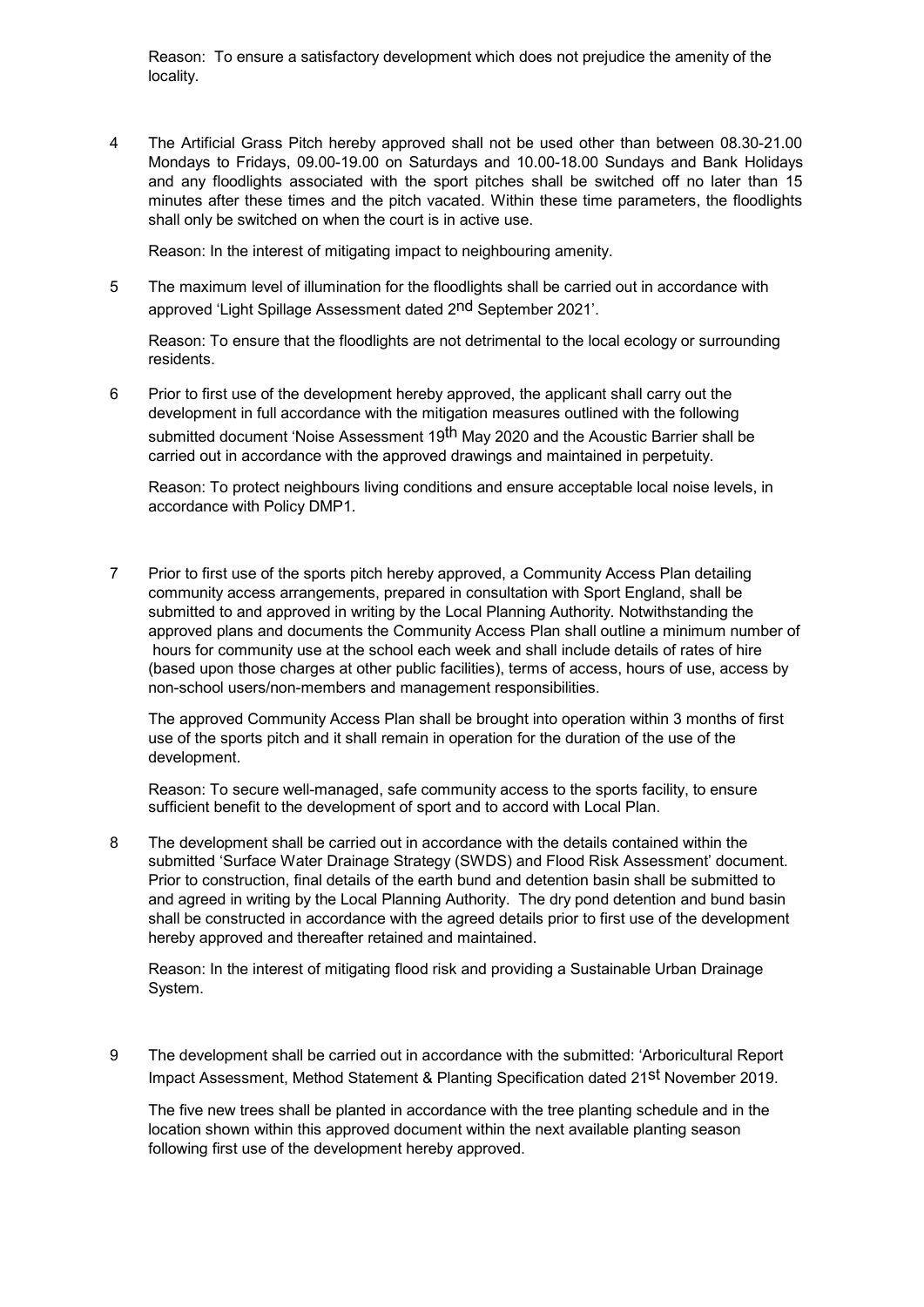Reason: To ensure a satisfactory development which does not prejudice the amenity of the locality.

4 The Artificial Grass Pitch hereby approved shall not be used other than between 08.30-21.00 Mondays to Fridays, 09.00-19.00 on Saturdays and 10.00-18.00 Sundays and Bank Holidays and any floodlights associated with the sport pitches shall be switched off no later than 15 minutes after these times and the pitch vacated. Within these time parameters, the floodlights shall only be switched on when the court is in active use.

Reason: In the interest of mitigating impact to neighbouring amenity.

5 The maximum level of illumination for the floodlights shall be carried out in accordance with approved 'Light Spillage Assessment dated 2nd September 2021'.

Reason: To ensure that the floodlights are not detrimental to the local ecology or surrounding residents.

6 Prior to first use of the development hereby approved, the applicant shall carry out the development in full accordance with the mitigation measures outlined with the following submitted document 'Noise Assessment 19th May 2020 and the Acoustic Barrier shall be carried out in accordance with the approved drawings and maintained in perpetuity.

Reason: To protect neighbours living conditions and ensure acceptable local noise levels, in accordance with Policy DMP1.

7 Prior to first use of the sports pitch hereby approved, a Community Access Plan detailing community access arrangements, prepared in consultation with Sport England, shall be submitted to and approved in writing by the Local Planning Authority. Notwithstanding the approved plans and documents the Community Access Plan shall outline a minimum number of hours for community use at the school each week and shall include details of rates of hire (based upon those charges at other public facilities), terms of access, hours of use, access by non-school users/non-members and management responsibilities.

The approved Community Access Plan shall be brought into operation within 3 months of first use of the sports pitch and it shall remain in operation for the duration of the use of the development.

Reason: To secure well-managed, safe community access to the sports facility, to ensure sufficient benefit to the development of sport and to accord with Local Plan.

8 The development shall be carried out in accordance with the details contained within the submitted 'Surface Water Drainage Strategy (SWDS) and Flood Risk Assessment' document. Prior to construction, final details of the earth bund and detention basin shall be submitted to and agreed in writing by the Local Planning Authority. The dry pond detention and bund basin shall be constructed in accordance with the agreed details prior to first use of the development hereby approved and thereafter retained and maintained.

Reason: In the interest of mitigating flood risk and providing a Sustainable Urban Drainage System.

9 The development shall be carried out in accordance with the submitted: 'Arboricultural Report Impact Assessment, Method Statement & Planting Specification dated 21st November 2019.

The five new trees shall be planted in accordance with the tree planting schedule and in the location shown within this approved document within the next available planting season following first use of the development hereby approved.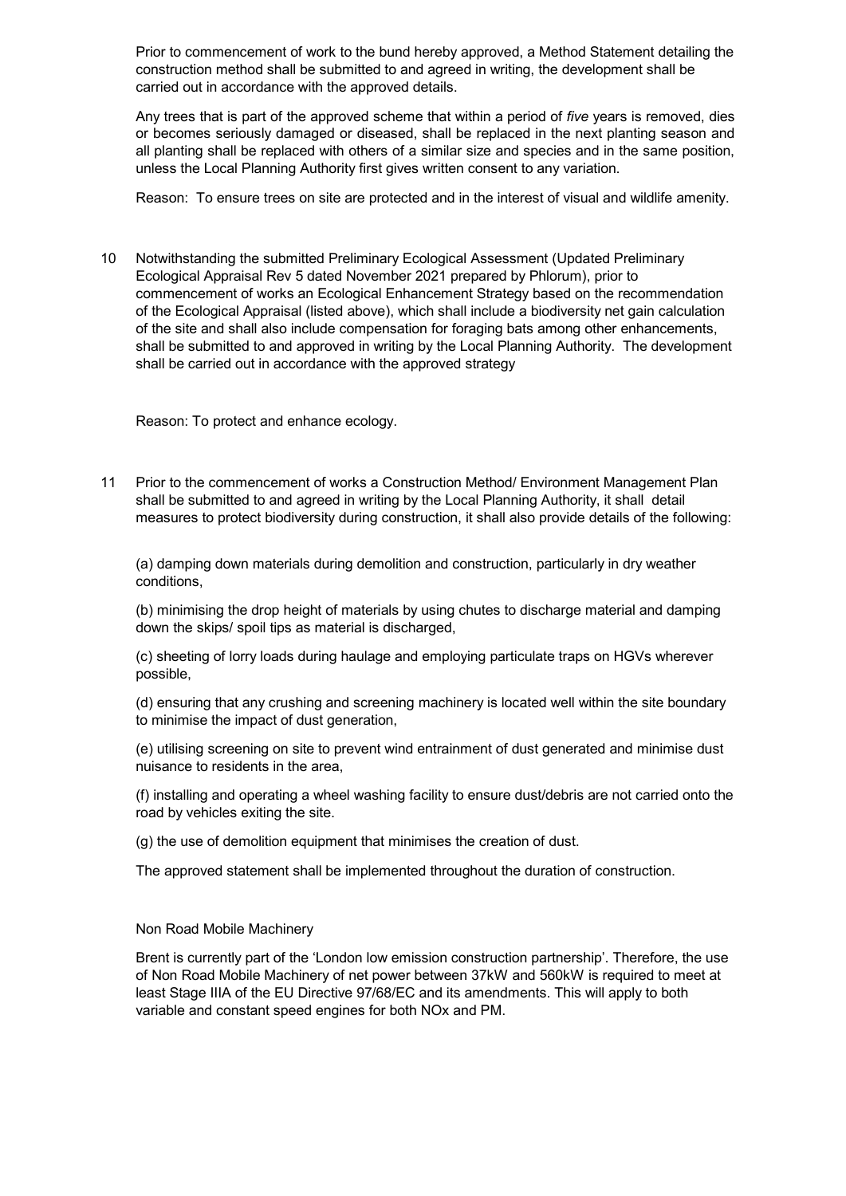Prior to commencement of work to the bund hereby approved, a Method Statement detailing the construction method shall be submitted to and agreed in writing, the development shall be carried out in accordance with the approved details.

Any trees that is part of the approved scheme that within a period of *five* years is removed, dies or becomes seriously damaged or diseased, shall be replaced in the next planting season and all planting shall be replaced with others of a similar size and species and in the same position, unless the Local Planning Authority first gives written consent to any variation.

Reason: To ensure trees on site are protected and in the interest of visual and wildlife amenity.

10 Notwithstanding the submitted Preliminary Ecological Assessment (Updated Preliminary Ecological Appraisal Rev 5 dated November 2021 prepared by Phlorum), prior to commencement of works an Ecological Enhancement Strategy based on the recommendation of the Ecological Appraisal (listed above), which shall include a biodiversity net gain calculation of the site and shall also include compensation for foraging bats among other enhancements, shall be submitted to and approved in writing by the Local Planning Authority. The development shall be carried out in accordance with the approved strategy

Reason: To protect and enhance ecology.

11 Prior to the commencement of works a Construction Method/ Environment Management Plan shall be submitted to and agreed in writing by the Local Planning Authority, it shall detail measures to protect biodiversity during construction, it shall also provide details of the following:

(a) damping down materials during demolition and construction, particularly in dry weather conditions,

(b) minimising the drop height of materials by using chutes to discharge material and damping down the skips/ spoil tips as material is discharged,

(c) sheeting of lorry loads during haulage and employing particulate traps on HGVs wherever possible,

(d) ensuring that any crushing and screening machinery is located well within the site boundary to minimise the impact of dust generation,

(e) utilising screening on site to prevent wind entrainment of dust generated and minimise dust nuisance to residents in the area,

(f) installing and operating a wheel washing facility to ensure dust/debris are not carried onto the road by vehicles exiting the site.

(g) the use of demolition equipment that minimises the creation of dust.

The approved statement shall be implemented throughout the duration of construction.

Non Road Mobile Machinery

Brent is currently part of the 'London low emission construction partnership'. Therefore, the use of Non Road Mobile Machinery of net power between 37kW and 560kW is required to meet at least Stage IIIA of the EU Directive 97/68/EC and its amendments. This will apply to both variable and constant speed engines for both NOx and PM.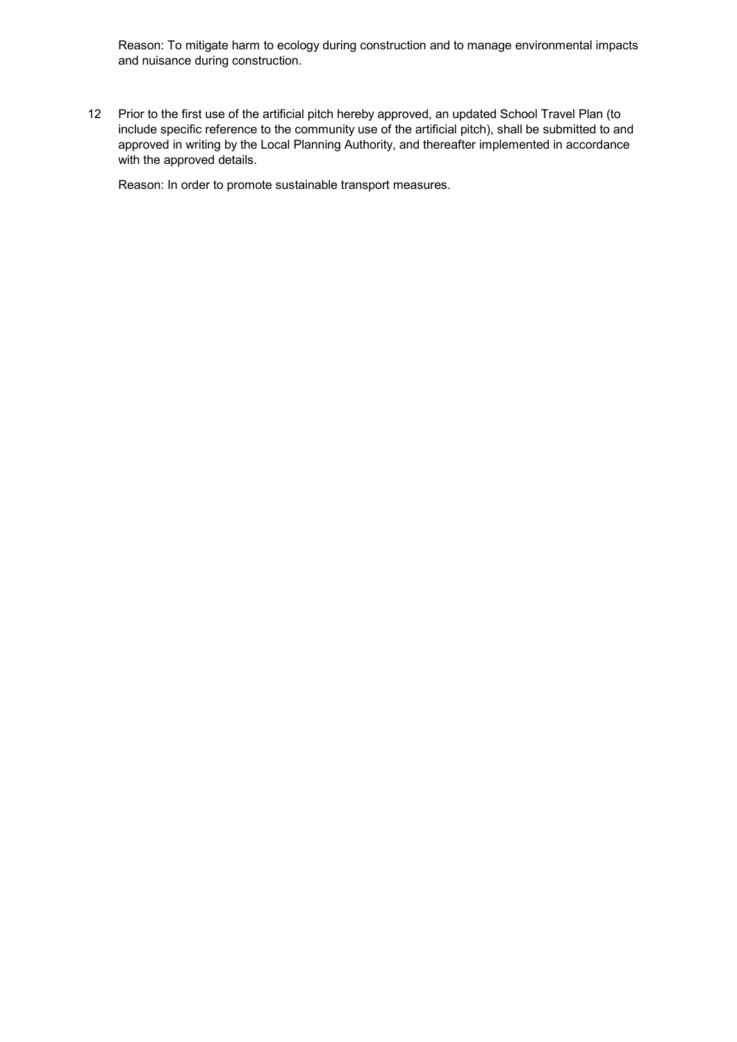Reason: To mitigate harm to ecology during construction and to manage environmental impacts and nuisance during construction.

12 Prior to the first use of the artificial pitch hereby approved, an updated School Travel Plan (to include specific reference to the community use of the artificial pitch), shall be submitted to and approved in writing by the Local Planning Authority, and thereafter implemented in accordance with the approved details.

Reason: In order to promote sustainable transport measures.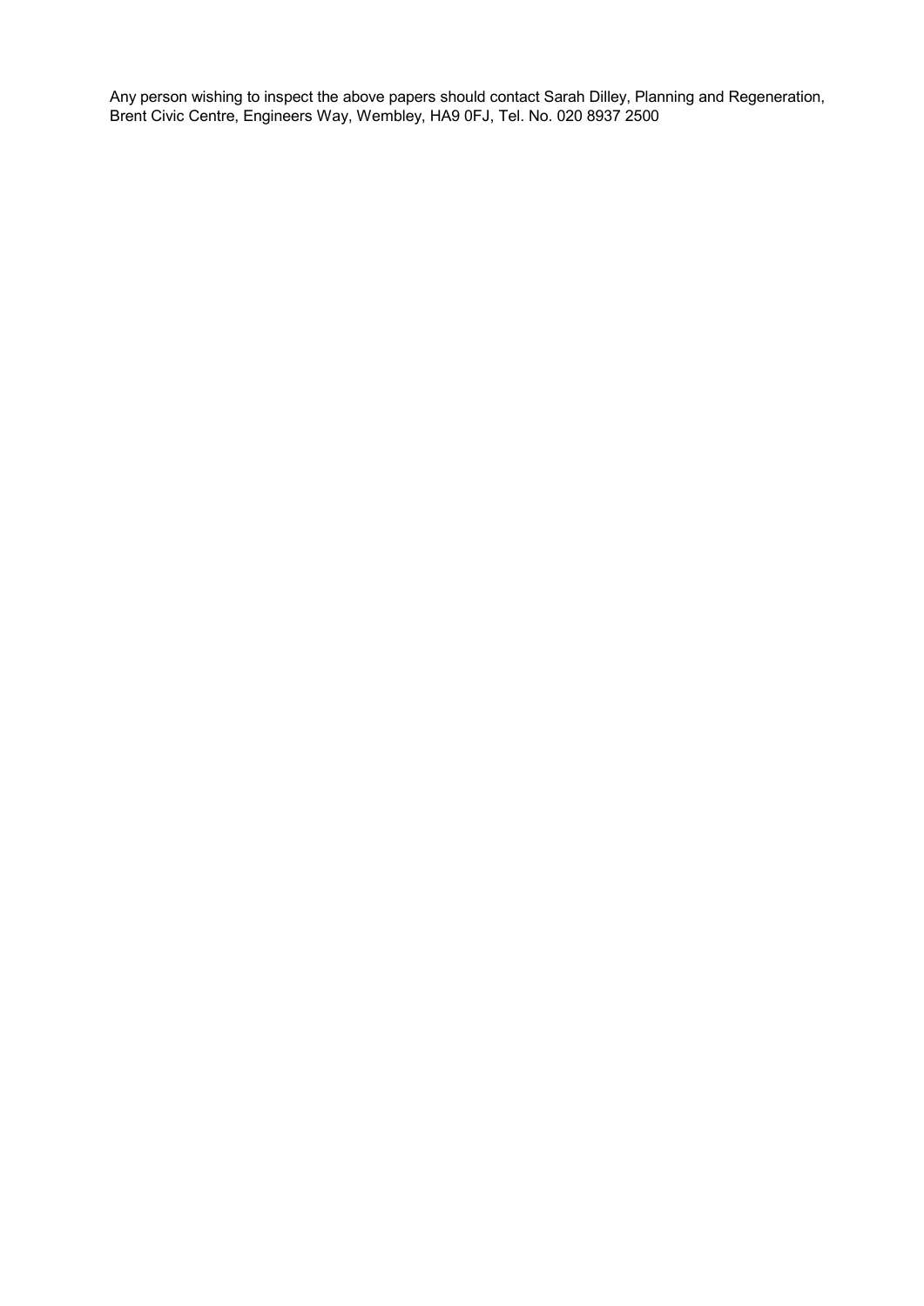Any person wishing to inspect the above papers should contact Sarah Dilley, Planning and Regeneration, Brent Civic Centre, Engineers Way, Wembley, HA9 0FJ, Tel. No. 020 8937 2500